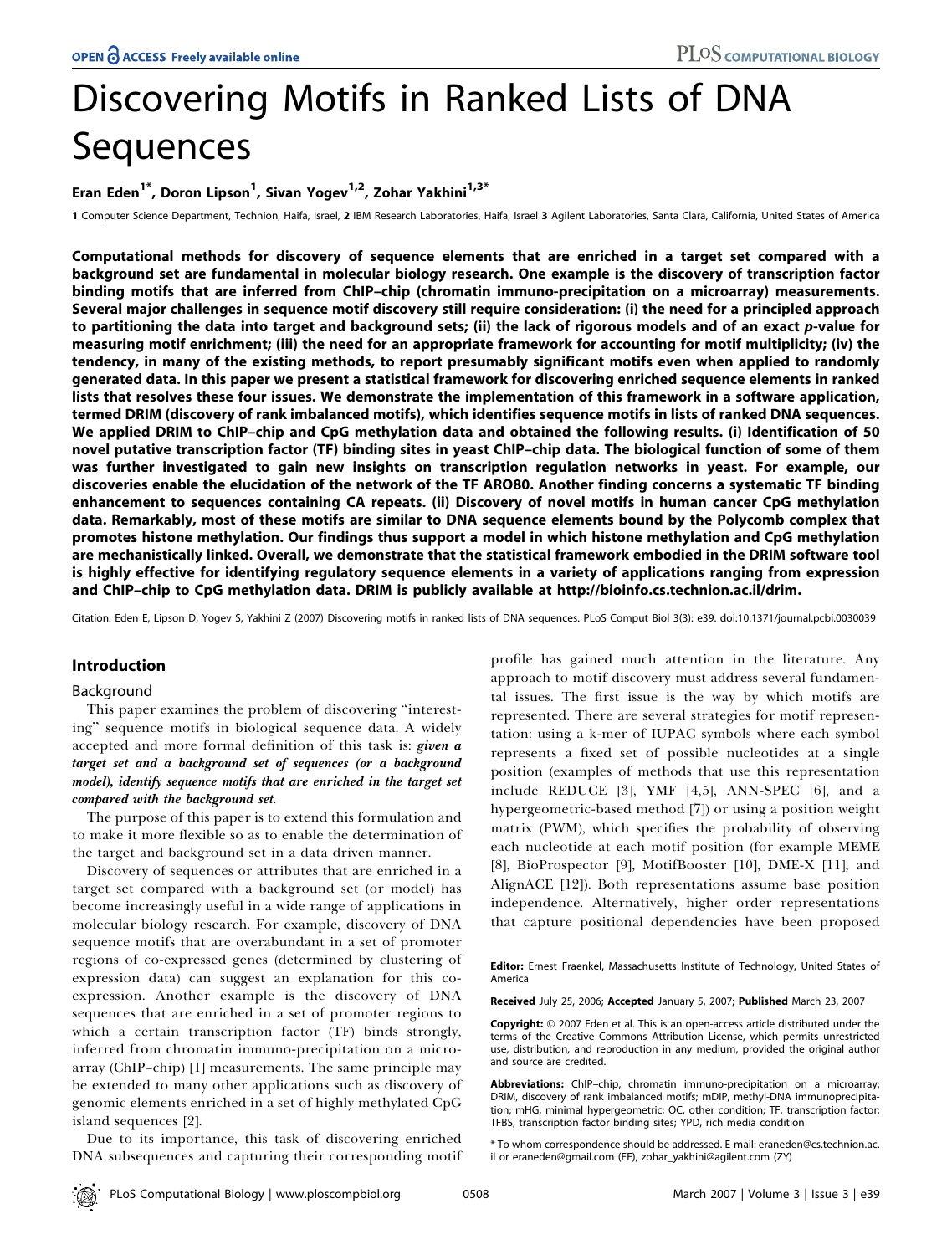# Discovering Motifs in Ranked Lists of DNA Sequences

**Eran Eden[1*], Doron Lipson[1], Sivan Yogev[1,2], Zohar Yakhini[1,3*]**

1 Computer Science Department, Technion, Haifa, Israel, 2 IBM Research Laboratories, Haifa, Israel 3 Agilent Laboratories, Santa Clara, California, United States of America

**Computational methods for discovery of sequence elements that are enriched in a target set compared with a background set are fundamental in molecular biology research. One example is the discovery of transcription factor binding motifs that are inferred from ChIP–chip (chromatin immuno-precipitation on a microarray) measurements. Several major challenges in sequence motif discovery still require consideration: (i) the need for a principled approach to partitioning the data into target and background sets; (ii) the lack of rigorous models and of an exact *p*-value for measuring motif enrichment; (iii) the need for an appropriate framework for accounting for motif multiplicity; (iv) the tendency, in many of the existing methods, to report presumably significant motifs even when applied to randomly generated data. In this paper we present a statistical framework for discovering enriched sequence elements in ranked lists that resolves these four issues. We demonstrate the implementation of this framework in a software application, termed DRIM (discovery of rank imbalanced motifs), which identifies sequence motifs in lists of ranked DNA sequences. We applied DRIM to ChIP–chip and CpG methylation data and obtained the following results. (i) Identification of 50 novel putative transcription factor (TF) binding sites in yeast ChIP–chip data. The biological function of some of them was further investigated to gain new insights on transcription regulation networks in yeast. For example, our discoveries enable the elucidation of the network of the TF ARO80. Another finding concerns a systematic TF binding enhancement to sequences containing CA repeats. (ii) Discovery of novel motifs in human cancer CpG methylation data. Remarkably, most of these motifs are similar to DNA sequence elements bound by the Polycomb complex that promotes histone methylation. Our findings thus support a model in which histone methylation and CpG methylation are mechanistically linked. Overall, we demonstrate that the statistical framework embodied in the DRIM software tool is highly effective for identifying regulatory sequence elements in a variety of applications ranging from expression and ChIP–chip to CpG methylation data. DRIM is publicly available at http://bioinfo.cs.technion.ac.il/drim.**

Citation: Eden E, Lipson D, Yogev S, Yakhini Z (2007) Discovering motifs in ranked lists of DNA sequences. PLoS Comput Biol 3(3): e39. doi:10.1371/journal.pcbi.0030039

## Introduction

### Background

This paper examines the problem of discovering "interesting" sequence motifs in biological sequence data. A widely accepted and more formal definition of this task is: ***given a target set and a background set of sequences (or a background model), identify sequence motifs that are enriched in the target set compared with the background set.***

The purpose of this paper is to extend this formulation and to make it more flexible so as to enable the determination of the target and background set in a data driven manner.

Discovery of sequences or attributes that are enriched in a target set compared with a background set (or model) has become increasingly useful in a wide range of applications in molecular biology research. For example, discovery of DNA sequence motifs that are overabundant in a set of promoter regions of co-expressed genes (determined by clustering of expression data) can suggest an explanation for this co-expression. Another example is the discovery of DNA sequences that are enriched in a set of promoter regions to which a certain transcription factor (TF) binds strongly, inferred from chromatin immuno-precipitation on a microarray (ChIP–chip) [1] measurements. The same principle may be extended to many other applications such as discovery of genomic elements enriched in a set of highly methylated CpG island sequences [2].

Due to its importance, this task of discovering enriched DNA subsequences and capturing their corresponding motif profile has gained much attention in the literature. Any approach to motif discovery must address several fundamental issues. The first issue is the way by which motifs are represented. There are several strategies for motif representation: using a k-mer of IUPAC symbols where each symbol represents a fixed set of possible nucleotides at a single position (examples of methods that use this representation include REDUCE [3], YMF [4,5], ANN-SPEC [6], and a hypergeometric-based method [7]) or using a position weight matrix (PWM), which specifies the probability of observing each nucleotide at each motif position (for example MEME [8], BioProspector [9], MotifBooster [10], DME-X [11], and AlignACE [12]). Both representations assume base position independence. Alternatively, higher order representations that capture positional dependencies have been proposed

**Editor:** Ernest Fraenkel, Massachusetts Institute of Technology, United States of America

**Received** July 25, 2006; **Accepted** January 5, 2007; **Published** March 23, 2007

**Copyright:** © 2007 Eden et al. This is an open-access article distributed under the terms of the Creative Commons Attribution License, which permits unrestricted use, distribution, and reproduction in any medium, provided the original author and source are credited.

**Abbreviations:** ChIP–chip, chromatin immuno-precipitation on a microarray; DRIM, discovery of rank imbalanced motifs; mDIP, methyl-DNA immunoprecipitation; mHG, minimal hypergeometric; OC, other condition; TF, transcription factor; TFBS, transcription factor binding sites; YPD, rich media condition

* To whom correspondence should be addressed. E-mail: eraneden@cs.technion.ac.il or eraneden@gmail.com (EE), zohar_yakhini@agilent.com (ZY)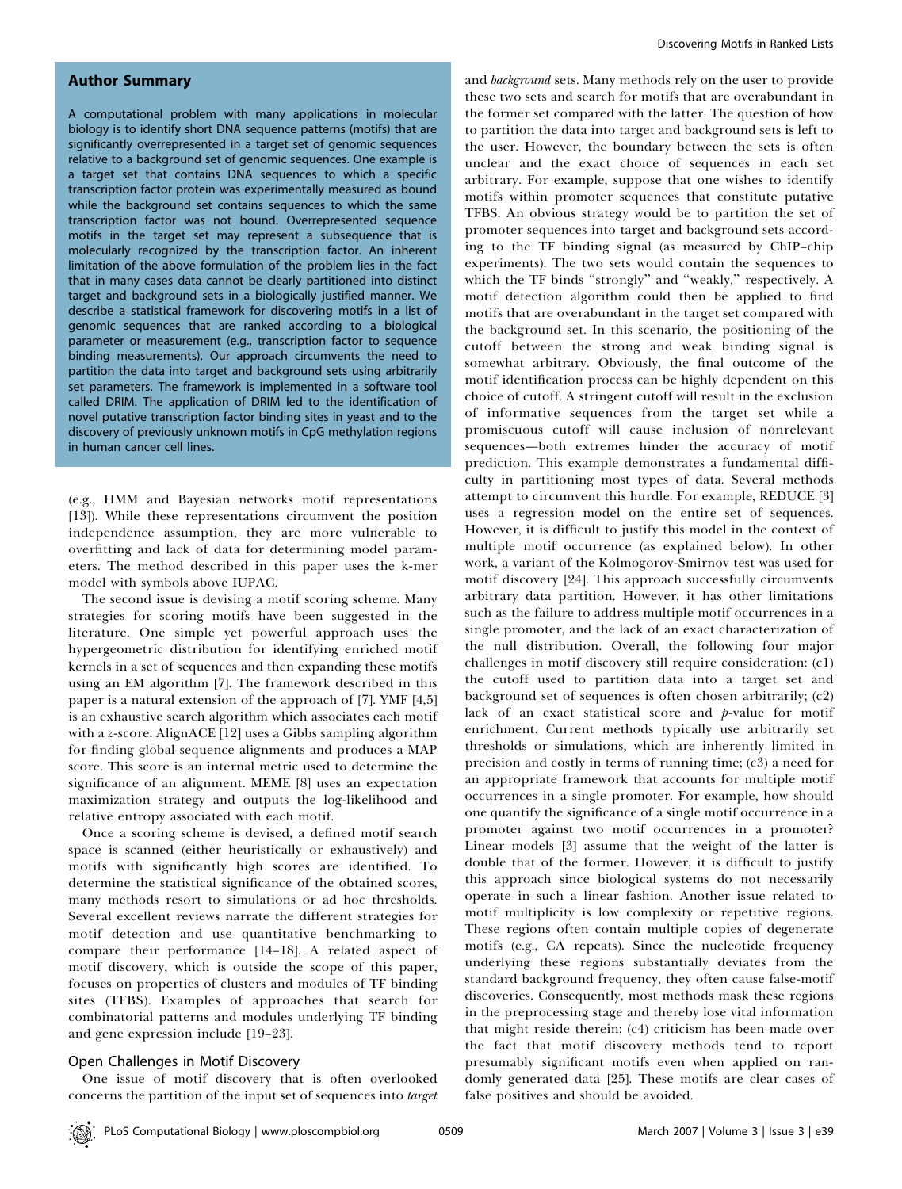## Author Summary

A computational problem with many applications in molecular biology is to identify short DNA sequence patterns (motifs) that are significantly overrepresented in a target set of genomic sequences relative to a background set of genomic sequences. One example is a target set that contains DNA sequences to which a specific transcription factor protein was experimentally measured as bound while the background set contains sequences to which the same transcription factor was not bound. Overrepresented sequence motifs in the target set may represent a subsequence that is molecularly recognized by the transcription factor. An inherent limitation of the above formulation of the problem lies in the fact that in many cases data cannot be clearly partitioned into distinct target and background sets in a biologically justified manner. We describe a statistical framework for discovering motifs in a list of genomic sequences that are ranked according to a biological parameter or measurement (e.g., transcription factor to sequence binding measurements). Our approach circumvents the need to partition the data into target and background sets using arbitrarily set parameters. The framework is implemented in a software tool called DRIM. The application of DRIM led to the identification of novel putative transcription factor binding sites in yeast and to the discovery of previously unknown motifs in CpG methylation regions in human cancer cell lines.

(e.g., HMM and Bayesian networks motif representations [13]). While these representations circumvent the position independence assumption, they are more vulnerable to overfitting and lack of data for determining model parameters. The method described in this paper uses the k-mer model with symbols above IUPAC.

The second issue is devising a motif scoring scheme. Many strategies for scoring motifs have been suggested in the literature. One simple yet powerful approach uses the hypergeometric distribution for identifying enriched motif kernels in a set of sequences and then expanding these motifs using an EM algorithm [7]. The framework described in this paper is a natural extension of the approach of [7]. YMF [4,5] is an exhaustive search algorithm which associates each motif with a *z*-score. AlignACE [12] uses a Gibbs sampling algorithm for finding global sequence alignments and produces a MAP score. This score is an internal metric used to determine the significance of an alignment. MEME [8] uses an expectation maximization strategy and outputs the log-likelihood and relative entropy associated with each motif.

Once a scoring scheme is devised, a defined motif search space is scanned (either heuristically or exhaustively) and motifs with significantly high scores are identified. To determine the statistical significance of the obtained scores, many methods resort to simulations or ad hoc thresholds. Several excellent reviews narrate the different strategies for motif detection and use quantitative benchmarking to compare their performance [14–18]. A related aspect of motif discovery, which is outside the scope of this paper, focuses on properties of clusters and modules of TF binding sites (TFBS). Examples of approaches that search for combinatorial patterns and modules underlying TF binding and gene expression include [19–23].

### Open Challenges in Motif Discovery

One issue of motif discovery that is often overlooked concerns the partition of the input set of sequences into *target* and *background* sets. Many methods rely on the user to provide these two sets and search for motifs that are overabundant in the former set compared with the latter. The question of how to partition the data into target and background sets is left to the user. However, the boundary between the sets is often unclear and the exact choice of sequences in each set arbitrary. For example, suppose that one wishes to identify motifs within promoter sequences that constitute putative TFBS. An obvious strategy would be to partition the set of promoter sequences into target and background sets according to the TF binding signal (as measured by ChIP–chip experiments). The two sets would contain the sequences to which the TF binds "strongly" and "weakly," respectively. A motif detection algorithm could then be applied to find motifs that are overabundant in the target set compared with the background set. In this scenario, the positioning of the cutoff between the strong and weak binding signal is somewhat arbitrary. Obviously, the final outcome of the motif identification process can be highly dependent on this choice of cutoff. A stringent cutoff will result in the exclusion of informative sequences from the target set while a promiscuous cutoff will cause inclusion of nonrelevant sequences—both extremes hinder the accuracy of motif prediction. This example demonstrates a fundamental difficulty in partitioning most types of data. Several methods attempt to circumvent this hurdle. For example, REDUCE [3] uses a regression model on the entire set of sequences. However, it is difficult to justify this model in the context of multiple motif occurrence (as explained below). In other work, a variant of the Kolmogorov-Smirnov test was used for motif discovery [24]. This approach successfully circumvents arbitrary data partition. However, it has other limitations such as the failure to address multiple motif occurrences in a single promoter, and the lack of an exact characterization of the null distribution. Overall, the following four major challenges in motif discovery still require consideration: (c1) the cutoff used to partition data into a target set and background set of sequences is often chosen arbitrarily; (c2) lack of an exact statistical score and *p*-value for motif enrichment. Current methods typically use arbitrarily set thresholds or simulations, which are inherently limited in precision and costly in terms of running time; (c3) a need for an appropriate framework that accounts for multiple motif occurrences in a single promoter. For example, how should one quantify the significance of a single motif occurrence in a promoter against two motif occurrences in a promoter? Linear models [3] assume that the weight of the latter is double that of the former. However, it is difficult to justify this approach since biological systems do not necessarily operate in such a linear fashion. Another issue related to motif multiplicity is low complexity or repetitive regions. These regions often contain multiple copies of degenerate motifs (e.g., CA repeats). Since the nucleotide frequency underlying these regions substantially deviates from the standard background frequency, they often cause false-motif discoveries. Consequently, most methods mask these regions in the preprocessing stage and thereby lose vital information that might reside therein; (c4) criticism has been made over the fact that motif discovery methods tend to report presumably significant motifs even when applied on randomly generated data [25]. These motifs are clear cases of false positives and should be avoided.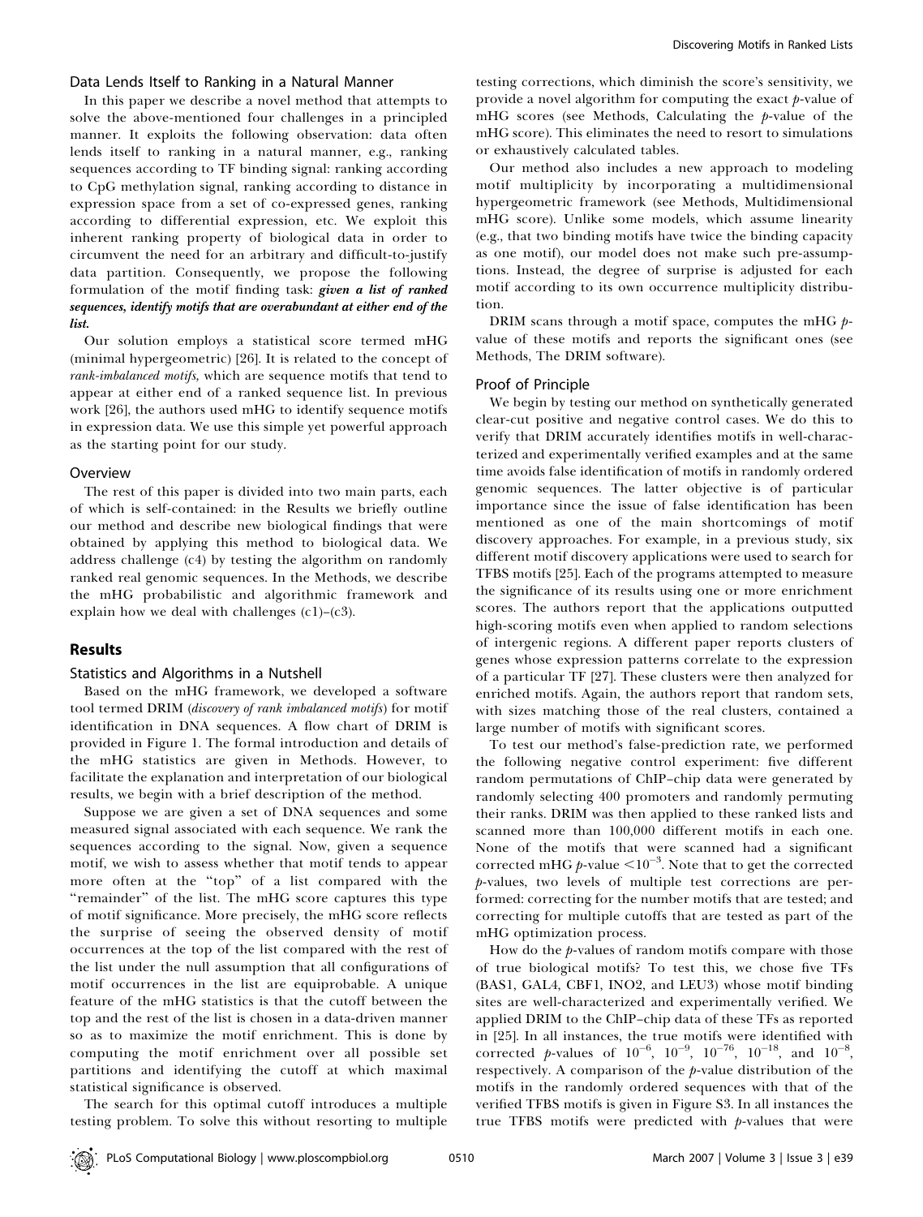### Data Lends Itself to Ranking in a Natural Manner

In this paper we describe a novel method that attempts to solve the above-mentioned four challenges in a principled manner. It exploits the following observation: data often lends itself to ranking in a natural manner, e.g., ranking sequences according to TF binding signal: ranking according to CpG methylation signal, ranking according to distance in expression space from a set of co-expressed genes, ranking according to differential expression, etc. We exploit this inherent ranking property of biological data in order to circumvent the need for an arbitrary and difficult-to-justify data partition. Consequently, we propose the following formulation of the motif finding task: ***given a list of ranked sequences, identify motifs that are overabundant at either end of the list.***

Our solution employs a statistical score termed mHG (minimal hypergeometric) [26]. It is related to the concept of *rank-imbalanced motifs,* which are sequence motifs that tend to appear at either end of a ranked sequence list. In previous work [26], the authors used mHG to identify sequence motifs in expression data. We use this simple yet powerful approach as the starting point for our study.

### Overview

The rest of this paper is divided into two main parts, each of which is self-contained: in the Results we briefly outline our method and describe new biological findings that were obtained by applying this method to biological data. We address challenge (c4) by testing the algorithm on randomly ranked real genomic sequences. In the Methods, we describe the mHG probabilistic and algorithmic framework and explain how we deal with challenges (c1)–(c3).

## Results

### Statistics and Algorithms in a Nutshell

Based on the mHG framework, we developed a software tool termed DRIM (*discovery of rank imbalanced motifs*) for motif identification in DNA sequences. A flow chart of DRIM is provided in Figure 1. The formal introduction and details of the mHG statistics are given in Methods. However, to facilitate the explanation and interpretation of our biological results, we begin with a brief description of the method.

Suppose we are given a set of DNA sequences and some measured signal associated with each sequence. We rank the sequences according to the signal. Now, given a sequence motif, we wish to assess whether that motif tends to appear more often at the "top" of a list compared with the "remainder" of the list. The mHG score captures this type of motif significance. More precisely, the mHG score reflects the surprise of seeing the observed density of motif occurrences at the top of the list compared with the rest of the list under the null assumption that all configurations of motif occurrences in the list are equiprobable. A unique feature of the mHG statistics is that the cutoff between the top and the rest of the list is chosen in a data-driven manner so as to maximize the motif enrichment. This is done by computing the motif enrichment over all possible set partitions and identifying the cutoff at which maximal statistical significance is observed.

The search for this optimal cutoff introduces a multiple testing problem. To solve this without resorting to multiple testing corrections, which diminish the score's sensitivity, we provide a novel algorithm for computing the exact $p$-value of mHG scores (see Methods, Calculating the $p$-value of the mHG score). This eliminates the need to resort to simulations or exhaustively calculated tables.

Our method also includes a new approach to modeling motif multiplicity by incorporating a multidimensional hypergeometric framework (see Methods, Multidimensional mHG score). Unlike some models, which assume linearity (e.g., that two binding motifs have twice the binding capacity as one motif), our model does not make such pre-assumptions. Instead, the degree of surprise is adjusted for each motif according to its own occurrence multiplicity distribution.

DRIM scans through a motif space, computes the mHG $p$-value of these motifs and reports the significant ones (see Methods, The DRIM software).

### Proof of Principle

We begin by testing our method on synthetically generated clear-cut positive and negative control cases. We do this to verify that DRIM accurately identifies motifs in well-characterized and experimentally verified examples and at the same time avoids false identification of motifs in randomly ordered genomic sequences. The latter objective is of particular importance since the issue of false identification has been mentioned as one of the main shortcomings of motif discovery approaches. For example, in a previous study, six different motif discovery applications were used to search for TFBS motifs [25]. Each of the programs attempted to measure the significance of its results using one or more enrichment scores. The authors report that the applications outputted high-scoring motifs even when applied to random selections of intergenic regions. A different paper reports clusters of genes whose expression patterns correlate to the expression of a particular TF [27]. These clusters were then analyzed for enriched motifs. Again, the authors report that random sets, with sizes matching those of the real clusters, contained a large number of motifs with significant scores.

To test our method's false-prediction rate, we performed the following negative control experiment: five different random permutations of ChIP–chip data were generated by randomly selecting 400 promoters and randomly permuting their ranks. DRIM was then applied to these ranked lists and scanned more than 100,000 different motifs in each one. None of the motifs that were scanned had a significant corrected mHG $p$-value $<10^{-3}$. Note that to get the corrected $p$-values, two levels of multiple test corrections are performed: correcting for the number motifs that are tested; and correcting for multiple cutoffs that are tested as part of the mHG optimization process.

How do the $p$-values of random motifs compare with those of true biological motifs? To test this, we chose five TFs (BAS1, GAL4, CBF1, INO2, and LEU3) whose motif binding sites are well-characterized and experimentally verified. We applied DRIM to the ChIP–chip data of these TFs as reported in [25]. In all instances, the true motifs were identified with corrected $p$-values of $10^{-6}$, $10^{-9}$, $10^{-76}$, $10^{-18}$, and $10^{-8}$, respectively. A comparison of the $p$-value distribution of the motifs in the randomly ordered sequences with that of the verified TFBS motifs is given in Figure S3. In all instances the true TFBS motifs were predicted with $p$-values that were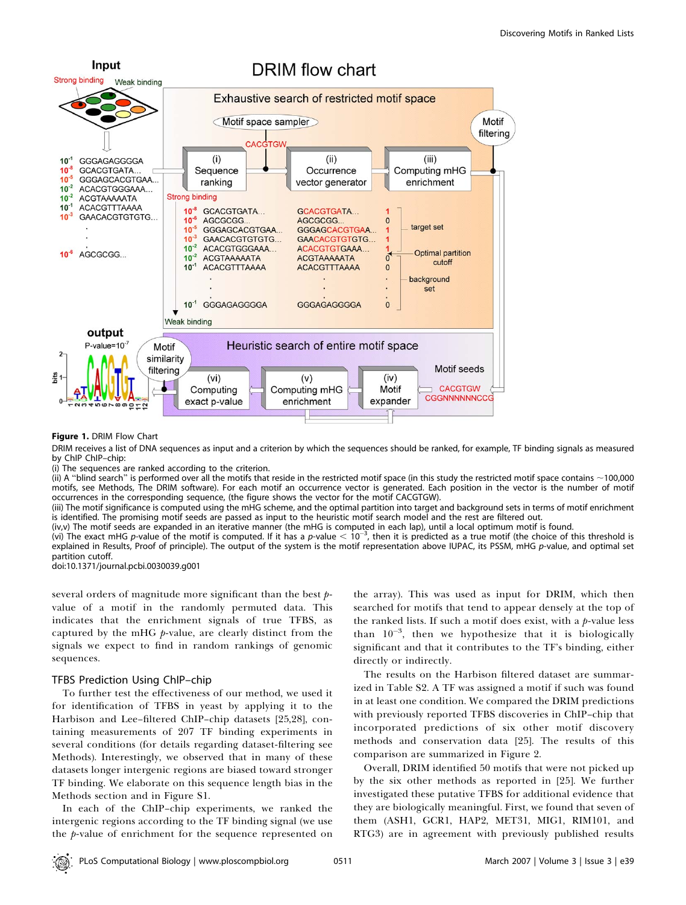**Figure 1.** DRIM Flow Chart

DRIM receives a list of DNA sequences as input and a criterion by which the sequences should be ranked, for example, TF binding signals as measured by ChIP ChIP–chip:

(i) The sequences are ranked according to the criterion.

(ii) A "blind search" is performed over all the motifs that reside in the restricted motif space (in this study the restricted motif space contains ~100,000 motifs, see Methods, The DRIM software). For each motif an occurrence vector is generated. Each position in the vector is the number of motif occurrences in the corresponding sequence, (the figure shows the vector for the motif CACGTGW).

(iii) The motif significance is computed using the mHG scheme, and the optimal partition into target and background sets in terms of motif enrichment is identified. The promising motif seeds are passed as input to the heuristic motif search model and the rest are filtered out.

(iv,v) The motif seeds are expanded in an iterative manner (the mHG is computed in each lap), until a local optimum motif is found.

(vi) The exact mHG *p*-value of the motif is computed. If it has a *p*-value $< 10^{-3}$, then it is predicted as a true motif (the choice of this threshold is explained in Results, Proof of principle). The output of the system is the motif representation above IUPAC, its PSSM, mHG *p*-value, and optimal set partition cutoff.

doi:10.1371/journal.pcbi.0030039.g001

several orders of magnitude more significant than the best *p*-value of a motif in the randomly permuted data. This indicates that the enrichment signals of true TFBS, as captured by the mHG *p*-value, are clearly distinct from the signals we expect to find in random rankings of genomic sequences.

## TFBS Prediction Using ChIP–chip

To further test the effectiveness of our method, we used it for identification of TFBS in yeast by applying it to the Harbison and Lee–filtered ChIP–chip datasets [25,28], containing measurements of 207 TF binding experiments in several conditions (for details regarding dataset-filtering see Methods). Interestingly, we observed that in many of these datasets longer intergenic regions are biased toward stronger TF binding. We elaborate on this sequence length bias in the Methods section and in Figure S1.

In each of the ChIP–chip experiments, we ranked the intergenic regions according to the TF binding signal (we use the *p*-value of enrichment for the sequence represented on the array). This was used as input for DRIM, which then searched for motifs that tend to appear densely at the top of the ranked lists. If such a motif does exist, with a *p*-value less than $10^{-3}$, then we hypothesize that it is biologically significant and that it contributes to the TF's binding, either directly or indirectly.

The results on the Harbison filtered dataset are summarized in Table S2. A TF was assigned a motif if such was found in at least one condition. We compared the DRIM predictions with previously reported TFBS discoveries in ChIP–chip that incorporated predictions of six other motif discovery methods and conservation data [25]. The results of this comparison are summarized in Figure 2.

Overall, DRIM identified 50 motifs that were not picked up by the six other methods as reported in [25]. We further investigated these putative TFBS for additional evidence that they are biologically meaningful. First, we found that seven of them (ASH1, GCR1, HAP2, MET31, MIG1, RIM101, and RTG3) are in agreement with previously published results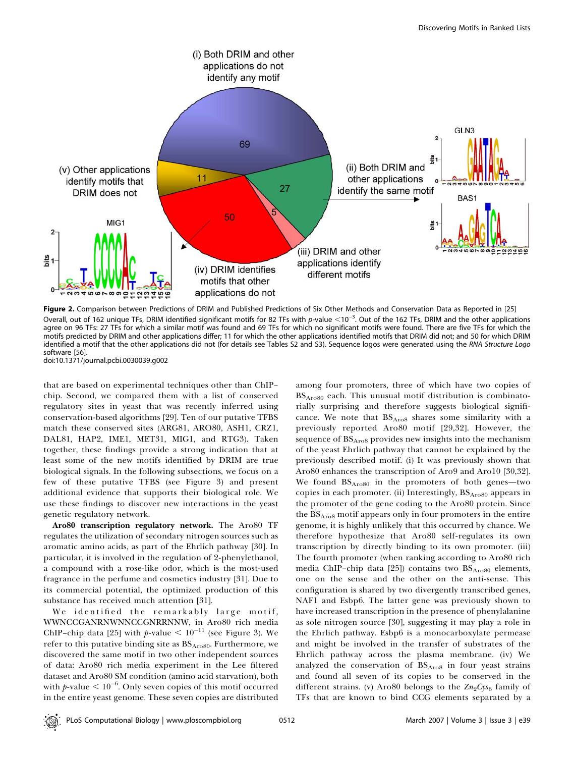**Figure 2.** Comparison between Predictions of DRIM and Published Predictions of Six Other Methods and Conservation Data as Reported in [25]

Overall, out of 162 unique TFs, DRIM identified significant motifs for 82 TFs with $p$-value $<10^{-3}$. Out of the 162 TFs, DRIM and the other applications agree on 96 TFs: 27 TFs for which a similar motif was found and 69 TFs for which no significant motifs were found. There are five TFs for which the motifs predicted by DRIM and other applications differ; 11 for which the other applications identified motifs that DRIM did not; and 50 for which DRIM identified a motif that the other applications did not (for details see Tables S2 and S3). Sequence logos were generated using the *RNA Structure Logo* software [56].

doi:10.1371/journal.pcbi.0030039.g002

that are based on experimental techniques other than ChIP–chip. Second, we compared them with a list of conserved regulatory sites in yeast that was recently inferred using conservation-based algorithms [29]. Ten of our putative TFBS match these conserved sites (ARG81, ARO80, ASH1, CRZ1, DAL81, HAP2, IME1, MET31, MIG1, and RTG3). Taken together, these findings provide a strong indication that at least some of the new motifs identified by DRIM are true biological signals. In the following subsections, we focus on a few of these putative TFBS (see Figure 3) and present additional evidence that supports their biological role. We use these findings to discover new interactions in the yeast genetic regulatory network.

**Aro80 transcription regulatory network.** The Aro80 TF regulates the utilization of secondary nitrogen sources such as aromatic amino acids, as part of the Ehrlich pathway [30]. In particular, it is involved in the regulation of 2-phenylethanol, a compound with a rose-like odor, which is the most-used fragrance in the perfume and cosmetics industry [31]. Due to its commercial potential, the optimized production of this substance has received much attention [31].

We identified the remarkably large motif, WWNCCGANRNWNNCCGNRRNNW, in Aro80 rich media ChIP–chip data [25] with $p$-value $< 10^{-11}$ (see Figure 3). We refer to this putative binding site as $BS_{Aro80}$. Furthermore, we discovered the same motif in two other independent sources of data: Aro80 rich media experiment in the Lee filtered dataset and Aro80 SM condition (amino acid starvation), both with $p$-value $< 10^{-6}$. Only seven copies of this motif occurred in the entire yeast genome. These seven copies are distributed among four promoters, three of which have two copies of $BS_{Aro80}$ each. This unusual motif distribution is combinatorially surprising and therefore suggests biological significance. We note that $BS_{Aro8}$ shares some similarity with a previously reported Aro80 motif [29,32]. However, the sequence of $BS_{Aro8}$ provides new insights into the mechanism of the yeast Ehrlich pathway that cannot be explained by the previously described motif. (i) It was previously shown that Aro80 enhances the transcription of Aro9 and Aro10 [30,32]. We found $BS_{Aro80}$ in the promoters of both genes—two copies in each promoter. (ii) Interestingly, $BS_{Aro80}$ appears in the promoter of the gene coding to the Aro80 protein. Since the $BS_{Aro8}$ motif appears only in four promoters in the entire genome, it is highly unlikely that this occurred by chance. We therefore hypothesize that Aro80 self-regulates its own transcription by directly binding to its own promoter. (iii) The fourth promoter (when ranking according to Aro80 rich media ChIP–chip data [25]) contains two $BS_{Aro80}$ elements, one on the sense and the other on the anti-sense. This configuration is shared by two divergently transcribed genes, NAF1 and Esbp6. The latter gene was previously shown to have increased transcription in the presence of phenylalanine as sole nitrogen source [30], suggesting it may play a role in the Ehrlich pathway. Esbp6 is a monocarboxylate permease and might be involved in the transfer of substrates of the Ehrlich pathway across the plasma membrane. (iv) We analyzed the conservation of $BS_{Aro8}$ in four yeast strains and found all seven of its copies to be conserved in the different strains. (v) Aro80 belongs to the $Zn_2Cys_6$ family of TFs that are known to bind CCG elements separated by a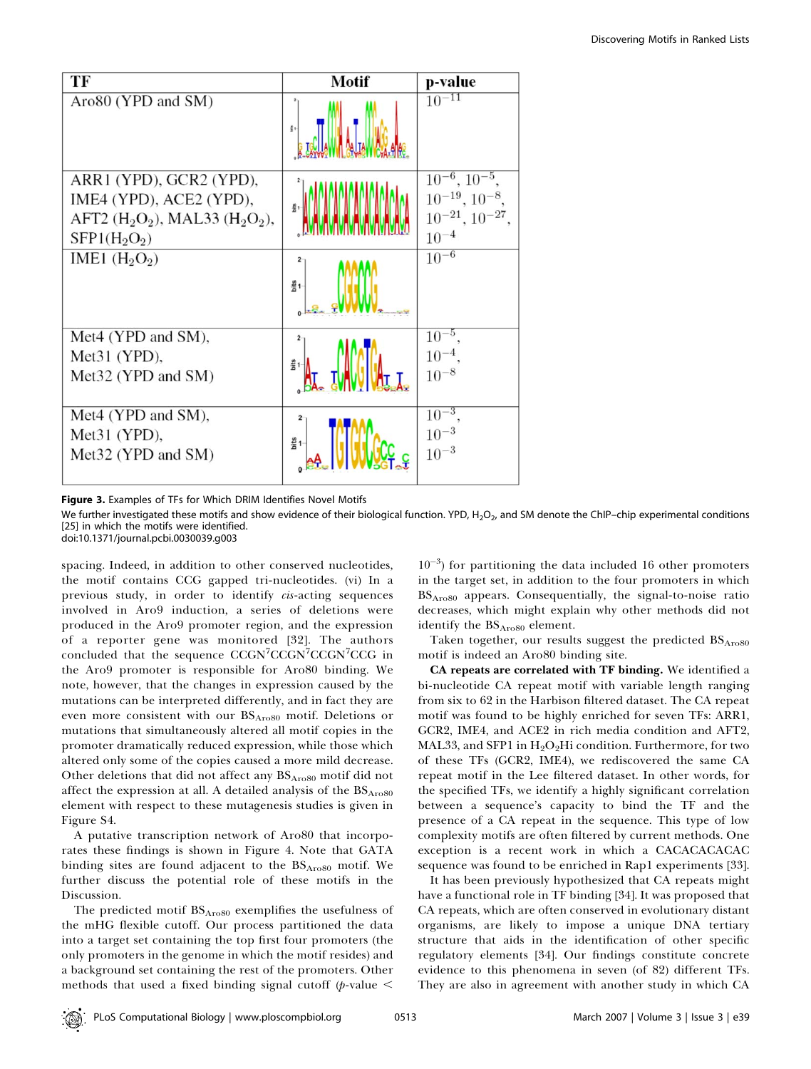| TF | Motif | p-value |
|---|---|---|
| Aro80 (YPD and SM) | | $10^{-11}$ |
| ARR1 (YPD), GCR2 (YPD), IME4 (YPD), ACE2 (YPD), AFT2 ($H_2O_2$), MAL33 ($H_2O_2$), SFP1($H_2O_2$) | | $10^{-6}$, $10^{-5}$, $10^{-19}$, $10^{-8}$, $10^{-21}$, $10^{-27}$, $10^{-4}$ |
| IME1 ($H_2O_2$) | | $10^{-6}$ |
| Met4 (YPD and SM), Met31 (YPD), Met32 (YPD and SM) | | $10^{-5}$, $10^{-4}$, $10^{-8}$ |
| Met4 (YPD and SM), Met31 (YPD), Met32 (YPD and SM) | | $10^{-3}$, $10^{-3}$, $10^{-3}$ |

**Figure 3.** Examples of TFs for Which DRIM Identifies Novel Motifs

We further investigated these motifs and show evidence of their biological function. YPD, $H_2O_2$, and SM denote the ChIP–chip experimental conditions [25] in which the motifs were identified.
doi:10.1371/journal.pcbi.0030039.g003

spacing. Indeed, in addition to other conserved nucleotides, the motif contains CCG gapped tri-nucleotides. (vi) In a previous study, in order to identify *cis*-acting sequences involved in Aro9 induction, a series of deletions were produced in the Aro9 promoter region, and the expression of a reporter gene was monitored [32]. The authors concluded that the sequence $CCGN^7CCGN^7CCGN^7CCG$ in the Aro9 promoter is responsible for Aro80 binding. We note, however, that the changes in expression caused by the mutations can be interpreted differently, and in fact they are even more consistent with our $BS_{Aro80}$ motif. Deletions or mutations that simultaneously altered all motif copies in the promoter dramatically reduced expression, while those which altered only some of the copies caused a more mild decrease. Other deletions that did not affect any $BS_{Aro80}$ motif did not affect the expression at all. A detailed analysis of the $BS_{Aro80}$ element with respect to these mutagenesis studies is given in Figure S4.

A putative transcription network of Aro80 that incorporates these findings is shown in Figure 4. Note that GATA binding sites are found adjacent to the $BS_{Aro80}$ motif. We further discuss the potential role of these motifs in the Discussion.

The predicted motif $BS_{Aro80}$ exemplifies the usefulness of the mHG flexible cutoff. Our process partitioned the data into a target set containing the top first four promoters (the only promoters in the genome in which the motif resides) and a background set containing the rest of the promoters. Other methods that used a fixed binding signal cutoff ($p$-value $< 10^{-3}$) for partitioning the data included 16 other promoters in the target set, in addition to the four promoters in which $BS_{Aro80}$ appears. Consequentially, the signal-to-noise ratio decreases, which might explain why other methods did not identify the $BS_{Aro80}$ element.

Taken together, our results suggest the predicted $BS_{Aro80}$ motif is indeed an Aro80 binding site.

**CA repeats are correlated with TF binding.** We identified a bi-nucleotide CA repeat motif with variable length ranging from six to 62 in the Harbison filtered dataset. The CA repeat motif was found to be highly enriched for seven TFs: ARR1, GCR2, IME4, and ACE2 in rich media condition and AFT2, MAL33, and SFP1 in $H_2O_2$Hi condition. Furthermore, for two of these TFs (GCR2, IME4), we rediscovered the same CA repeat motif in the Lee filtered dataset. In other words, for the specified TFs, we identify a highly significant correlation between a sequence's capacity to bind the TF and the presence of a CA repeat in the sequence. This type of low complexity motifs are often filtered by current methods. One exception is a recent work in which a CACACACACAC sequence was found to be enriched in Rap1 experiments [33].

It has been previously hypothesized that CA repeats might have a functional role in TF binding [34]. It was proposed that CA repeats, which are often conserved in evolutionary distant organisms, are likely to impose a unique DNA tertiary structure that aids in the identification of other specific regulatory elements [34]. Our findings constitute concrete evidence to this phenomena in seven (of 82) different TFs. They are also in agreement with another study in which CA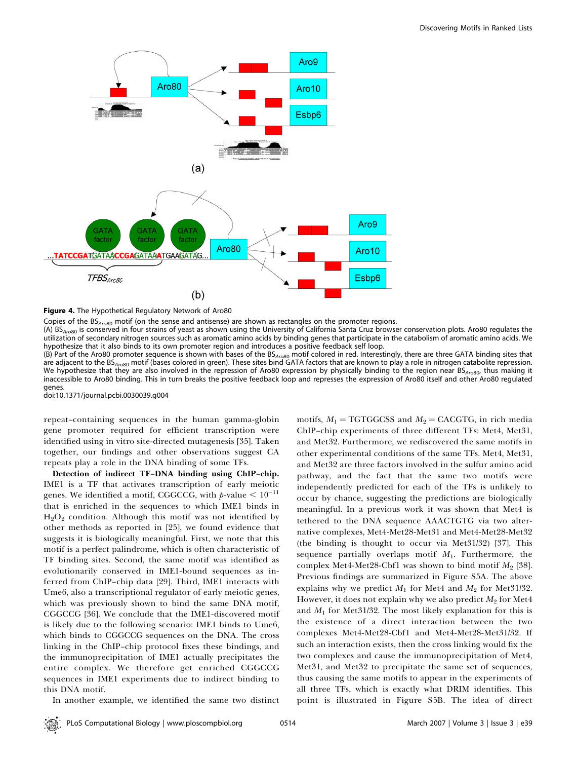**Figure 4.** The Hypothetical Regulatory Network of Aro80

Copies of the $BS_{Aro80}$ motif (on the sense and antisense) are shown as rectangles on the promoter regions.

(A) $BS_{Aro80}$ is conserved in four strains of yeast as shown using the University of California Santa Cruz browser conservation plots. Aro80 regulates the utilization of secondary nitrogen sources such as aromatic amino acids by binding genes that participate in the catabolism of aromatic amino acids. We hypothesize that it also binds to its own promoter region and introduces a positive feedback self loop.

(B) Part of the Aro80 promoter sequence is shown with bases of the $BS_{Aro80}$ motif colored in red. Interestingly, there are three GATA binding sites that are adjacent to the $BS_{Aro80}$ motif (bases colored in green). These sites bind GATA factors that are known to play a role in nitrogen catabolite repression. We hypothesize that they are also involved in the repression of Aro80 expression by physically binding to the region near $BS_{Aro80}$, thus making it inaccessible to Aro80 binding. This in turn breaks the positive feedback loop and represses the expression of Aro80 itself and other Aro80 regulated genes.

doi:10.1371/journal.pcbi.0030039.g004

repeat–containing sequences in the human gamma-globin gene promoter required for efficient transcription were identified using in vitro site-directed mutagenesis [35]. Taken together, our findings and other observations suggest CA repeats play a role in the DNA binding of some TFs.

**Detection of indirect TF–DNA binding using ChIP–chip.** IME1 is a TF that activates transcription of early meiotic genes. We identified a motif, CGGCCG, with $p$-value $< 10^{-11}$ that is enriched in the sequences to which IME1 binds in $H_2O_2$ condition. Although this motif was not identified by other methods as reported in [25], we found evidence that suggests it is biologically meaningful. First, we note that this motif is a perfect palindrome, which is often characteristic of TF binding sites. Second, the same motif was identified as evolutionarily conserved in IME1-bound sequences as inferred from ChIP–chip data [29]. Third, IME1 interacts with Ume6, also a transcriptional regulator of early meiotic genes, which was previously shown to bind the same DNA motif, CGGCCG [36]. We conclude that the IME1-discovered motif is likely due to the following scenario: IME1 binds to Ume6, which binds to CGGCCG sequences on the DNA. The cross linking in the ChIP–chip protocol fixes these bindings, and the immunoprecipitation of IME1 actually precipitates the entire complex. We therefore get enriched CGGCCG sequences in IME1 experiments due to indirect binding to this DNA motif.

In another example, we identified the same two distinct motifs, $M_1$ = TGTGGCSS and $M_2$ = CACGTG, in rich media ChIP–chip experiments of three different TFs: Met4, Met31, and Met32. Furthermore, we rediscovered the same motifs in other experimental conditions of the same TFs. Met4, Met31, and Met32 are three factors involved in the sulfur amino acid pathway, and the fact that the same two motifs were independently predicted for each of the TFs is unlikely to occur by chance, suggesting the predictions are biologically meaningful. In a previous work it was shown that Met4 is tethered to the DNA sequence AAACTGTG via two alternative complexes, Met4-Met28-Met31 and Met4-Met28-Met32 (the binding is thought to occur via Met31/32) [37]. This sequence partially overlaps motif $M_1$. Furthermore, the complex Met4-Met28-Cbf1 was shown to bind motif $M_2$ [38]. Previous findings are summarized in Figure S5A. The above explains why we predict $M_1$ for Met4 and $M_2$ for Met31/32. However, it does not explain why we also predict $M_2$ for Met4 and $M_1$ for Met31/32. The most likely explanation for this is the existence of a direct interaction between the two complexes Met4-Met28-Cbf1 and Met4-Met28-Met31/32. If such an interaction exists, then the cross linking would fix the two complexes and cause the immunoprecipitation of Met4, Met31, and Met32 to precipitate the same set of sequences, thus causing the same motifs to appear in the experiments of all three TFs, which is exactly what DRIM identifies. This point is illustrated in Figure S5B. The idea of direct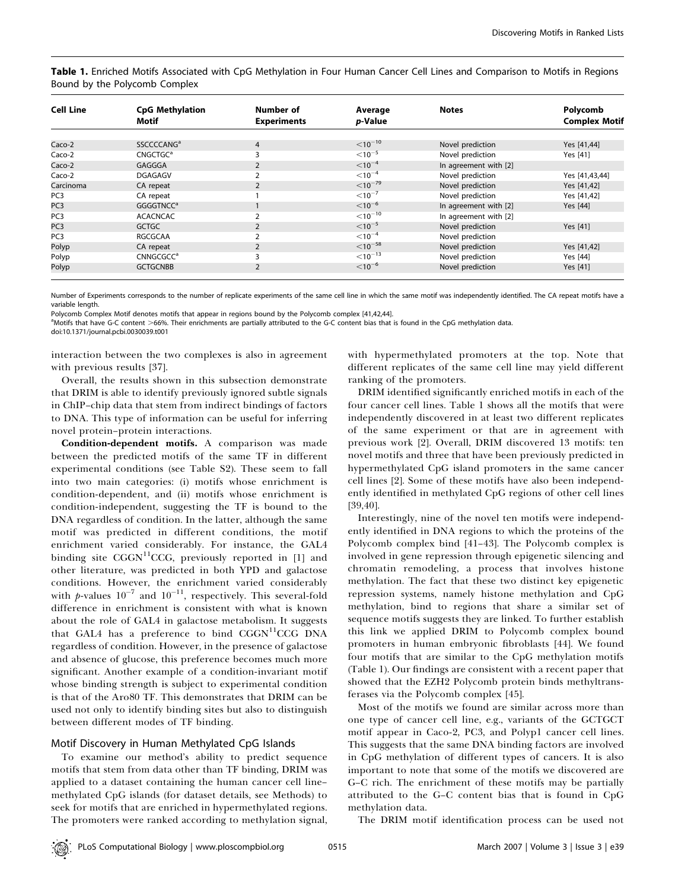**Table 1.** Enriched Motifs Associated with CpG Methylation in Four Human Cancer Cell Lines and Comparison to Motifs in Regions Bound by the Polycomb Complex

| Cell Line | CpG Methylation Motif | Number of Experiments | Average *p*-Value | Notes | Polycomb Complex Motif |
|---|---|---|---|---|---|
| Caco-2 | SSCCCCANG[a] | 4 | $<10^{-10}$ | Novel prediction | Yes [41,44] |
| Caco-2 | CNGCTGC[a] | 3 | $<10^{-5}$ | Novel prediction | Yes [41] |
| Caco-2 | GAGGGA | 2 | $<10^{-4}$ | In agreement with [2] | |
| Caco-2 | DGAGAGV | 2 | $<10^{-4}$ | Novel prediction | Yes [41,43,44] |
| Carcinoma | CA repeat | 2 | $<10^{-79}$ | Novel prediction | Yes [41,42] |
| PC3 | CA repeat | 1 | $<10^{-7}$ | Novel prediction | Yes [41,42] |
| PC3 | GGGGTNCC[a] | 1 | $<10^{-6}$ | In agreement with [2] | Yes [44] |
| PC3 | ACACNCAC | 2 | $<10^{-10}$ | In agreement with [2] | |
| PC3 | GCTGC | 2 | $<10^{-5}$ | Novel prediction | Yes [41] |
| PC3 | RGCGCAA | 2 | $<10^{-4}$ | Novel prediction | |
| Polyp | CA repeat | 2 | $<10^{-58}$ | Novel prediction | Yes [41,42] |
| Polyp | CNNGCGCC[a] | 3 | $<10^{-13}$ | Novel prediction | Yes [44] |
| Polyp | GCTGCNBB | 2 | $<10^{-6}$ | Novel prediction | Yes [41] |

Number of Experiments corresponds to the number of replicate experiments of the same cell line in which the same motif was independently identified. The CA repeat motifs have a variable length.

Polycomb Complex Motif denotes motifs that appear in regions bound by the Polycomb complex [41,42,44].

[a]Motifs that have G-C content >66%. Their enrichments are partially attributed to the G-C content bias that is found in the CpG methylation data.

doi:10.1371/journal.pcbi.0030039.t001

interaction between the two complexes is also in agreement with previous results [37].

Overall, the results shown in this subsection demonstrate that DRIM is able to identify previously ignored subtle signals in ChIP–chip data that stem from indirect bindings of factors to DNA. This type of information can be useful for inferring novel protein–protein interactions.

**Condition-dependent motifs.** A comparison was made between the predicted motifs of the same TF in different experimental conditions (see Table S2). These seem to fall into two main categories: (i) motifs whose enrichment is condition-dependent, and (ii) motifs whose enrichment is condition-independent, suggesting the TF is bound to the DNA regardless of condition. In the latter, although the same motif was predicted in different conditions, the motif enrichment varied considerably. For instance, the GAL4 binding site $CGGN^{11}CCG$, previously reported in [1] and other literature, was predicted in both YPD and galactose conditions. However, the enrichment varied considerably with *p*-values $10^{-7}$ and $10^{-11}$, respectively. This several-fold difference in enrichment is consistent with what is known about the role of GAL4 in galactose metabolism. It suggests that GAL4 has a preference to bind $CGGN^{11}CCG$ DNA regardless of condition. However, in the presence of galactose and absence of glucose, this preference becomes much more significant. Another example of a condition-invariant motif whose binding strength is subject to experimental condition is that of the Aro80 TF. This demonstrates that DRIM can be used not only to identify binding sites but also to distinguish between different modes of TF binding.

## Motif Discovery in Human Methylated CpG Islands

To examine our method's ability to predict sequence motifs that stem from data other than TF binding, DRIM was applied to a dataset containing the human cancer cell line–methylated CpG islands (for dataset details, see Methods) to seek for motifs that are enriched in hypermethylated regions. The promoters were ranked according to methylation signal, with hypermethylated promoters at the top. Note that different replicates of the same cell line may yield different ranking of the promoters.

DRIM identified significantly enriched motifs in each of the four cancer cell lines. Table 1 shows all the motifs that were independently discovered in at least two different replicates of the same experiment or that are in agreement with previous work [2]. Overall, DRIM discovered 13 motifs: ten novel motifs and three that have been previously predicted in hypermethylated CpG island promoters in the same cancer cell lines [2]. Some of these motifs have also been independently identified in methylated CpG regions of other cell lines [39,40].

Interestingly, nine of the novel ten motifs were independently identified in DNA regions to which the proteins of the Polycomb complex bind [41–43]. The Polycomb complex is involved in gene repression through epigenetic silencing and chromatin remodeling, a process that involves histone methylation. The fact that these two distinct key epigenetic repression systems, namely histone methylation and CpG methylation, bind to regions that share a similar set of sequence motifs suggests they are linked. To further establish this link we applied DRIM to Polycomb complex bound promoters in human embryonic fibroblasts [44]. We found four motifs that are similar to the CpG methylation motifs (Table 1). Our findings are consistent with a recent paper that showed that the EZH2 Polycomb protein binds methyltransferases via the Polycomb complex [45].

Most of the motifs we found are similar across more than one type of cancer cell line, e.g., variants of the GCTGCT motif appear in Caco-2, PC3, and Polyp1 cancer cell lines. This suggests that the same DNA binding factors are involved in CpG methylation of different types of cancers. It is also important to note that some of the motifs we discovered are G–C rich. The enrichment of these motifs may be partially attributed to the G–C content bias that is found in CpG methylation data.

The DRIM motif identification process can be used not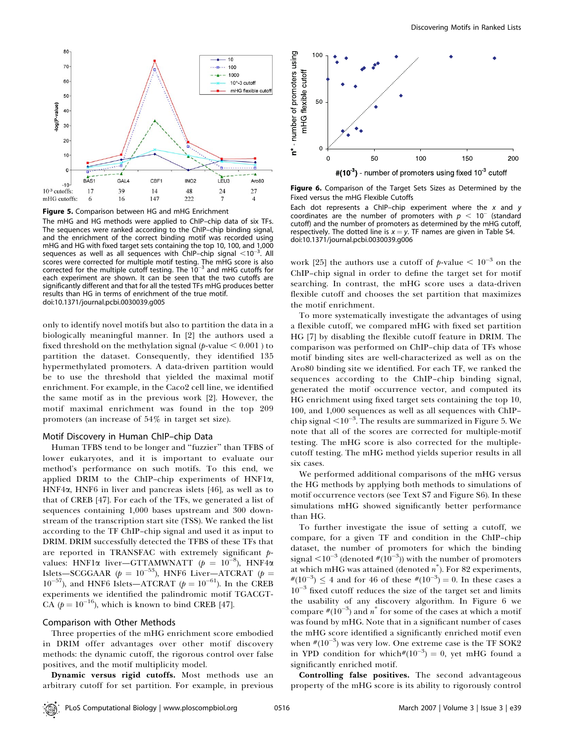| | BAS1 | GAL4 | CBF1 | INO2 | LEU3 | Aro80 |
|---|---|---|---|---|---|---|
| $10^{-3}$ cutoffs: | 17 | 39 | 14 | 48 | 24 | 27 |
| mHG cutoffs: | 6 | 16 | 147 | 222 | 7 | 4 |

**Figure 5.** Comparison between HG and mHG Enrichment

The mHG and HG methods were applied to ChIP–chip data of six TFs. The sequences were ranked according to the ChIP–chip binding signal, and the enrichment of the correct binding motif was recorded using mHG and HG with fixed target sets containing the top 10, 100, and 1,000 sequences as well as all sequences with ChIP–chip signal $<10^{-3}$. All scores were corrected for multiple motif testing. The mHG score is also corrected for the multiple cutoff testing. The $10^{-3}$ and mHG cutoffs for each experiment are shown. It can be seen that the two cutoffs are significantly different and that for all the tested TFs mHG produces better results than HG in terms of enrichment of the true motif.

doi:10.1371/journal.pcbi.0030039.g005

only to identify novel motifs but also to partition the data in a biologically meaningful manner. In [2] the authors used a fixed threshold on the methylation signal ($p$-value $< 0.001$ ) to partition the dataset. Consequently, they identified 135 hypermethylated promoters. A data-driven partition would be to use the threshold that yielded the maximal motif enrichment. For example, in the Caco2 cell line, we identified the same motif as in the previous work [2]. However, the motif maximal enrichment was found in the top 209 promoters (an increase of 54% in target set size).

### Motif Discovery in Human ChIP–chip Data

Human TFBS tend to be longer and "fuzzier" than TFBS of lower eukaryotes, and it is important to evaluate our method's performance on such motifs. To this end, we applied DRIM to the ChIP–chip experiments of HNF1α, HNF4α, HNF6 in liver and pancreas islets [46], as well as to that of CREB [47]. For each of the TFs, we generated a list of sequences containing 1,000 bases upstream and 300 downstream of the transcription start site (TSS). We ranked the list according to the TF ChIP–chip signal and used it as input to DRIM. DRIM successfully detected the TFBS of these TFs that are reported in TRANSFAC with extremely significant $p$-values: HNF1α liver—GTTAMWNATT ($p = 10^{-8}$), HNF4α Islets—SCGGAAR ($p = 10^{-53}$), HNF6 Liver—ATCRAT ($p = 10^{-57}$), and HNF6 Islets—ATCRAT ($p = 10^{-61}$). In the CREB experiments we identified the palindromic motif TGACGT-CA ($p = 10^{-16}$), which is known to bind CREB [47].

### Comparison with Other Methods

Three properties of the mHG enrichment score embodied in DRIM offer advantages over other motif discovery methods: the dynamic cutoff, the rigorous control over false positives, and the motif multiplicity model.

**Dynamic versus rigid cutoffs.** Most methods use an arbitrary cutoff for set partition. For example, in previous work [25] the authors use a cutoff of $p$-value $< 10^{-3}$ on the ChIP–chip signal in order to define the target set for motif searching. In contrast, the mHG score uses a data-driven flexible cutoff and chooses the set partition that maximizes the motif enrichment.

**Figure 6.** Comparison of the Target Sets Sizes as Determined by the Fixed versus the mHG Flexible Cutoffs

Each dot represents a ChIP–chip experiment where the $x$ and $y$ coordinates are the number of promoters with $p < 10^{-}$ (standard cutoff) and the number of promoters as determined by the mHG cutoff, respectively. The dotted line is $x = y$. TF names are given in Table S4.

doi:10.1371/journal.pcbi.0030039.g006

To more systematically investigate the advantages of using a flexible cutoff, we compared mHG with fixed set partition HG [7] by disabling the flexible cutoff feature in DRIM. The comparison was performed on ChIP–chip data of TFs whose motif binding sites are well-characterized as well as on the Aro80 binding site we identified. For each TF, we ranked the sequences according to the ChIP–chip binding signal, generated the motif occurrence vector, and computed its HG enrichment using fixed target sets containing the top 10, 100, and 1,000 sequences as well as all sequences with ChIP–chip signal $<10^{-3}$. The results are summarized in Figure 5. We note that all of the scores are corrected for multiple-motif testing. The mHG score is also corrected for the multiple-cutoff testing. The mHG method yields superior results in all six cases.

We performed additional comparisons of the mHG versus the HG methods by applying both methods to simulations of motif occurrence vectors (see Text S7 and Figure S6). In these simulations mHG showed significantly better performance than HG.

To further investigate the issue of setting a cutoff, we compare, for a given TF and condition in the ChIP–chip dataset, the number of promoters for which the binding signal $<10^{-3}$ (denoted $\#(10^{-3})$) with the number of promoters at which mHG was attained (denoted $n^*$). For 82 experiments, $\#(10^{-3}) \leq 4$ and for 46 of these $\#(10^{-3}) = 0$. In these cases a $10^{-3}$ fixed cutoff reduces the size of the target set and limits the usability of any discovery algorithm. In Figure 6 we compare $\#(10^{-3})$ and $n^*$ for some of the cases at which a motif was found by mHG. Note that in a significant number of cases the mHG score identified a significantly enriched motif even when $\#(10^{-3})$ was very low. One extreme case is the TF SOK2 in YPD condition for which $\#(10^{-3}) = 0$, yet mHG found a significantly enriched motif.

**Controlling false positives.** The second advantageous property of the mHG score is its ability to rigorously control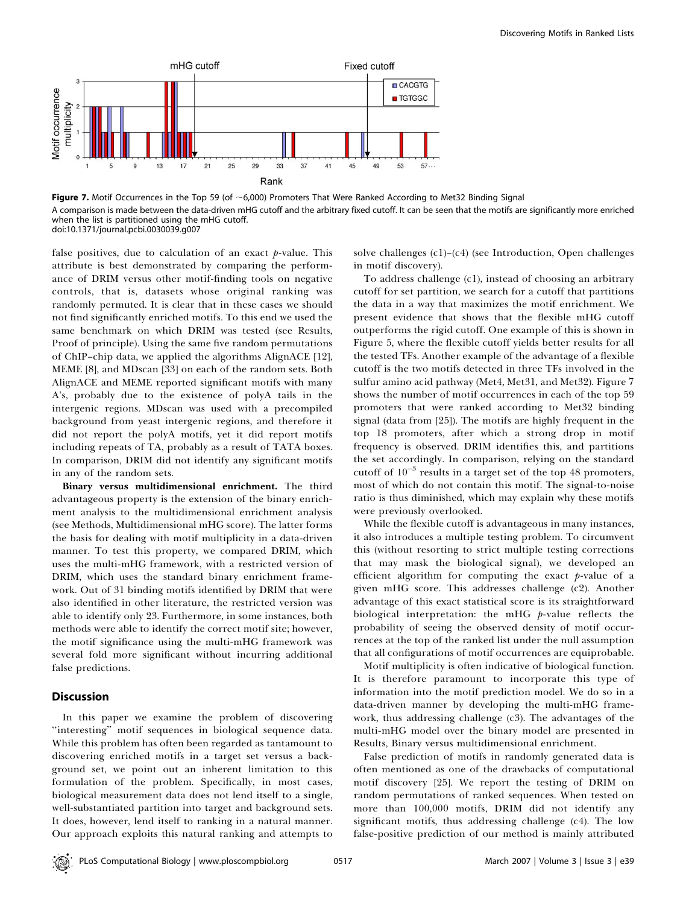**Figure 7.** Motif Occurrences in the Top 59 (of ~6,000) Promoters That Were Ranked According to Met32 Binding Signal

A comparison is made between the data-driven mHG cutoff and the arbitrary fixed cutoff. It can be seen that the motifs are significantly more enriched when the list is partitioned using the mHG cutoff.

doi:10.1371/journal.pcbi.0030039.g007

false positives, due to calculation of an exact $p$-value. This attribute is best demonstrated by comparing the performance of DRIM versus other motif-finding tools on negative controls, that is, datasets whose original ranking was randomly permuted. It is clear that in these cases we should not find significantly enriched motifs. To this end we used the same benchmark on which DRIM was tested (see Results, Proof of principle). Using the same five random permutations of ChIP–chip data, we applied the algorithms AlignACE [12], MEME [8], and MDscan [33] on each of the random sets. Both AlignACE and MEME reported significant motifs with many A's, probably due to the existence of polyA tails in the intergenic regions. MDscan was used with a precompiled background from yeast intergenic regions, and therefore it did not report the polyA motifs, yet it did report motifs including repeats of TA, probably as a result of TATA boxes. In comparison, DRIM did not identify any significant motifs in any of the random sets.

**Binary versus multidimensional enrichment.** The third advantageous property is the extension of the binary enrichment analysis to the multidimensional enrichment analysis (see Methods, Multidimensional mHG score). The latter forms the basis for dealing with motif multiplicity in a data-driven manner. To test this property, we compared DRIM, which uses the multi-mHG framework, with a restricted version of DRIM, which uses the standard binary enrichment framework. Out of 31 binding motifs identified by DRIM that were also identified in other literature, the restricted version was able to identify only 23. Furthermore, in some instances, both methods were able to identify the correct motif site; however, the motif significance using the multi-mHG framework was several fold more significant without incurring additional false predictions.

## Discussion

In this paper we examine the problem of discovering "interesting" motif sequences in biological sequence data. While this problem has often been regarded as tantamount to discovering enriched motifs in a target set versus a background set, we point out an inherent limitation to this formulation of the problem. Specifically, in most cases, biological measurement data does not lend itself to a single, well-substantiated partition into target and background sets. It does, however, lend itself to ranking in a natural manner. Our approach exploits this natural ranking and attempts to solve challenges (c1)–(c4) (see Introduction, Open challenges in motif discovery).

To address challenge (c1), instead of choosing an arbitrary cutoff for set partition, we search for a cutoff that partitions the data in a way that maximizes the motif enrichment. We present evidence that shows that the flexible mHG cutoff outperforms the rigid cutoff. One example of this is shown in Figure 5, where the flexible cutoff yields better results for all the tested TFs. Another example of the advantage of a flexible cutoff is the two motifs detected in three TFs involved in the sulfur amino acid pathway (Met4, Met31, and Met32). Figure 7 shows the number of motif occurrences in each of the top 59 promoters that were ranked according to Met32 binding signal (data from [25]). The motifs are highly frequent in the top 18 promoters, after which a strong drop in motif frequency is observed. DRIM identifies this, and partitions the set accordingly. In comparison, relying on the standard cutoff of $10^{-3}$ results in a target set of the top 48 promoters, most of which do not contain this motif. The signal-to-noise ratio is thus diminished, which may explain why these motifs were previously overlooked.

While the flexible cutoff is advantageous in many instances, it also introduces a multiple testing problem. To circumvent this (without resorting to strict multiple testing corrections that may mask the biological signal), we developed an efficient algorithm for computing the exact $p$-value of a given mHG score. This addresses challenge (c2). Another advantage of this exact statistical score is its straightforward biological interpretation: the mHG $p$-value reflects the probability of seeing the observed density of motif occurrences at the top of the ranked list under the null assumption that all configurations of motif occurrences are equiprobable.

Motif multiplicity is often indicative of biological function. It is therefore paramount to incorporate this type of information into the motif prediction model. We do so in a data-driven manner by developing the multi-mHG framework, thus addressing challenge (c3). The advantages of the multi-mHG model over the binary model are presented in Results, Binary versus multidimensional enrichment.

False prediction of motifs in randomly generated data is often mentioned as one of the drawbacks of computational motif discovery [25]. We report the testing of DRIM on random permutations of ranked sequences. When tested on more than 100,000 motifs, DRIM did not identify any significant motifs, thus addressing challenge (c4). The low false-positive prediction of our method is mainly attributed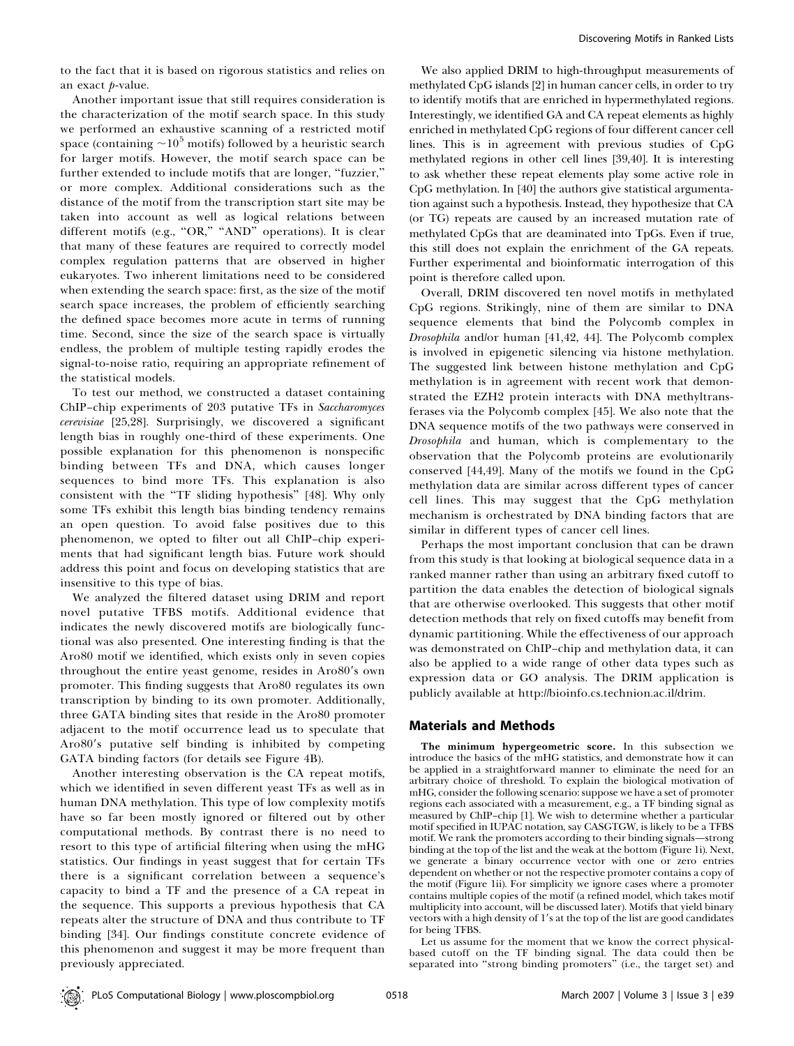to the fact that it is based on rigorous statistics and relies on an exact *p*-value.

Another important issue that still requires consideration is the characterization of the motif search space. In this study we performed an exhaustive scanning of a restricted motif space (containing $\sim 10^5$ motifs) followed by a heuristic search for larger motifs. However, the motif search space can be further extended to include motifs that are longer, "fuzzier," or more complex. Additional considerations such as the distance of the motif from the transcription start site may be taken into account as well as logical relations between different motifs (e.g., "OR," "AND" operations). It is clear that many of these features are required to correctly model complex regulation patterns that are observed in higher eukaryotes. Two inherent limitations need to be considered when extending the search space: first, as the size of the motif search space increases, the problem of efficiently searching the defined space becomes more acute in terms of running time. Second, since the size of the search space is virtually endless, the problem of multiple testing rapidly erodes the signal-to-noise ratio, requiring an appropriate refinement of the statistical models.

To test our method, we constructed a dataset containing ChIP–chip experiments of 203 putative TFs in *Saccharomyces cerevisiae* [25,28]. Surprisingly, we discovered a significant length bias in roughly one-third of these experiments. One possible explanation for this phenomenon is nonspecific binding between TFs and DNA, which causes longer sequences to bind more TFs. This explanation is also consistent with the "TF sliding hypothesis" [48]. Why only some TFs exhibit this length bias binding tendency remains an open question. To avoid false positives due to this phenomenon, we opted to filter out all ChIP–chip experiments that had significant length bias. Future work should address this point and focus on developing statistics that are insensitive to this type of bias.

We analyzed the filtered dataset using DRIM and report novel putative TFBS motifs. Additional evidence that indicates the newly discovered motifs are biologically functional was also presented. One interesting finding is that the Aro80 motif we identified, which exists only in seven copies throughout the entire yeast genome, resides in Aro80′s own promoter. This finding suggests that Aro80 regulates its own transcription by binding to its own promoter. Additionally, three GATA binding sites that reside in the Aro80 promoter adjacent to the motif occurrence lead us to speculate that Aro80′s putative self binding is inhibited by competing GATA binding factors (for details see Figure 4B).

Another interesting observation is the CA repeat motifs, which we identified in seven different yeast TFs as well as in human DNA methylation. This type of low complexity motifs have so far been mostly ignored or filtered out by other computational methods. By contrast there is no need to resort to this type of artificial filtering when using the mHG statistics. Our findings in yeast suggest that for certain TFs there is a significant correlation between a sequence's capacity to bind a TF and the presence of a CA repeat in the sequence. This supports a previous hypothesis that CA repeats alter the structure of DNA and thus contribute to TF binding [34]. Our findings constitute concrete evidence of this phenomenon and suggest it may be more frequent than previously appreciated.

We also applied DRIM to high-throughput measurements of methylated CpG islands [2] in human cancer cells, in order to try to identify motifs that are enriched in hypermethylated regions. Interestingly, we identified GA and CA repeat elements as highly enriched in methylated CpG regions of four different cancer cell lines. This is in agreement with previous studies of CpG methylated regions in other cell lines [39,40]. It is interesting to ask whether these repeat elements play some active role in CpG methylation. In [40] the authors give statistical argumentation against such a hypothesis. Instead, they hypothesize that CA (or TG) repeats are caused by an increased mutation rate of methylated CpGs that are deaminated into TpGs. Even if true, this still does not explain the enrichment of the GA repeats. Further experimental and bioinformatic interrogation of this point is therefore called upon.

Overall, DRIM discovered ten novel motifs in methylated CpG regions. Strikingly, nine of them are similar to DNA sequence elements that bind the Polycomb complex in *Drosophila* and/or human [41,42, 44]. The Polycomb complex is involved in epigenetic silencing via histone methylation. The suggested link between histone methylation and CpG methylation is in agreement with recent work that demonstrated the EZH2 protein interacts with DNA methyltransferases via the Polycomb complex [45]. We also note that the DNA sequence motifs of the two pathways were conserved in *Drosophila* and human, which is complementary to the observation that the Polycomb proteins are evolutionarily conserved [44,49]. Many of the motifs we found in the CpG methylation data are similar across different types of cancer cell lines. This may suggest that the CpG methylation mechanism is orchestrated by DNA binding factors that are similar in different types of cancer cell lines.

Perhaps the most important conclusion that can be drawn from this study is that looking at biological sequence data in a ranked manner rather than using an arbitrary fixed cutoff to partition the data enables the detection of biological signals that are otherwise overlooked. This suggests that other motif detection methods that rely on fixed cutoffs may benefit from dynamic partitioning. While the effectiveness of our approach was demonstrated on ChIP–chip and methylation data, it can also be applied to a wide range of other data types such as expression data or GO analysis. The DRIM application is publicly available at http://bioinfo.cs.technion.ac.il/drim.

## Materials and Methods

**The minimum hypergeometric score.** In this subsection we introduce the basics of the mHG statistics, and demonstrate how it can be applied in a straightforward manner to eliminate the need for an arbitrary choice of threshold. To explain the biological motivation of mHG, consider the following scenario: suppose we have a set of promoter regions each associated with a measurement, e.g., a TF binding signal as measured by ChIP–chip [1]. We wish to determine whether a particular motif specified in IUPAC notation, say CASGTGW, is likely to be a TFBS motif. We rank the promoters according to their binding signals—strong binding at the top of the list and the weak at the bottom (Figure 1i). Next, we generate a binary occurrence vector with one or zero entries dependent on whether or not the respective promoter contains a copy of the motif (Figure 1ii). For simplicity we ignore cases where a promoter contains multiple copies of the motif (a refined model, which takes motif multiplicity into account, will be discussed later). Motifs that yield binary vectors with a high density of 1′s at the top of the list are good candidates for being TFBS.

Let us assume for the moment that we know the correct physical-based cutoff on the TF binding signal. The data could then be separated into "strong binding promoters" (i.e., the target set) and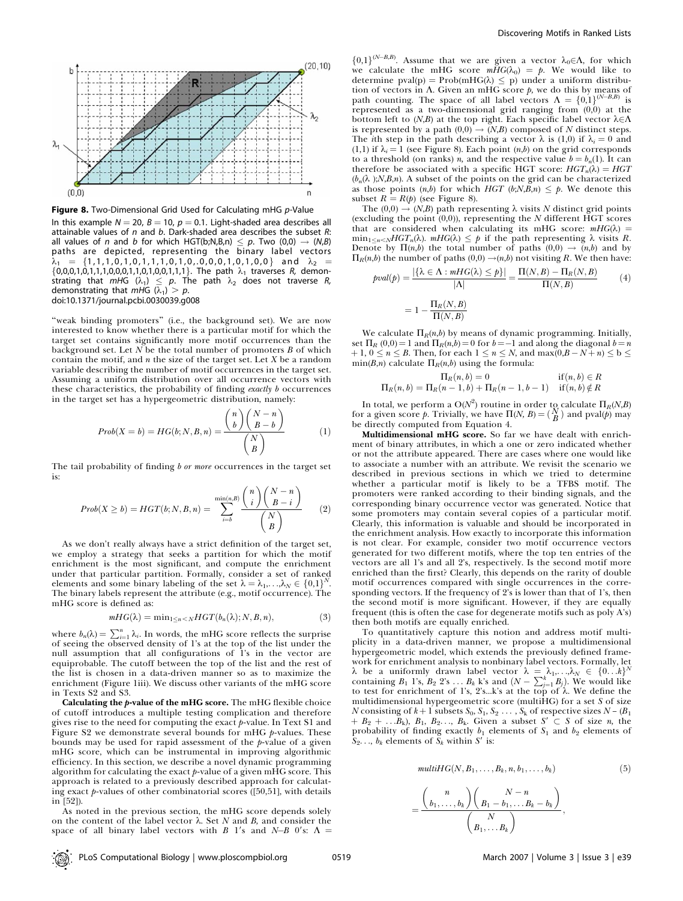**Figure 8.** Two-Dimensional Grid Used for Calculating mHG *p*-Value

In this example $N = 20$, $B = 10$, $p = 0.1$. Light-shaded area describes all attainable values of $n$ and $b$. Dark-shaded area describes the subset $R$: all values of $n$ and $b$ for which HGT(b;N,B,n) $\leq p$. Two $(0,0) \rightarrow (N,B)$ paths are depicted, representing the binary label vectors $\lambda_1 = \{1,1,1,0,1,0,1,1,1,0,1,0,.0,0,0,1,0,1,0,0\}$ and $\lambda_2 = \{0,0,0,1,0,1,1,1,0,0,0,1,1,0,1,0,0,1,1,1\}$. The path $\lambda_1$ traverses $R$, demonstrating that $mHG(\lambda_1) \leq p$. The path $\lambda_2$ does not traverse $R$, demonstrating that $mHG(\lambda_1) > p$.

doi:10.1371/journal.pcbi.0030039.g008

"weak binding promoters" (i.e., the background set). We are now interested to know whether there is a particular motif for which the target set contains significantly more motif occurrences than the background set. Let $N$ be the total number of promoters $B$ of which contain the motif, and $n$ the size of the target set. Let $X$ be a random variable describing the number of motif occurrences in the target set. Assuming a uniform distribution over all occurrence vectors with these characteristics, the probability of finding *exactly* $b$ occurrences in the target set has a hypergeometric distribution, namely:

$$Prob(X = b) = HG(b; N, B, n) = \frac{\binom{n}{b}\binom{N-n}{B-b}}{\binom{N}{B}} \qquad (1)$$

The tail probability of finding $b$ *or more* occurrences in the target set is:

$$Prob(X \geq b) = HGT(b; N, B, n) = \sum_{i=b}^{\min(n,B)} \frac{\binom{n}{i}\binom{N-n}{B-i}}{\binom{N}{B}} \qquad (2)$$

As we don't really always have a strict definition of the target set, we employ a strategy that seeks a partition for which the motif enrichment is the most significant, and compute the enrichment under that particular partition. Formally, consider a set of ranked elements and some binary labeling of the set $\lambda = \lambda_1, \ldots, \lambda_N \in \{0,1\}^N$. The binary labels represent the attribute (e.g., motif occurrence). The mHG score is defined as:

$$mHG(\lambda) = \min_{1 \leq n < N} HGT(b_n(\lambda); N, B, n), \qquad (3)$$

where $b_n(\lambda) = \sum_{i=1}^{n} \lambda_i$. In words, the mHG score reflects the surprise of seeing the observed density of 1's at the top of the list under the null assumption that all configurations of 1's in the vector are equiprobable. The cutoff between the top of the list and the rest of the list is chosen in a data-driven manner so as to maximize the enrichment (Figure 1iii). We discuss other variants of the mHG score in Texts S2 and S3.

**Calculating the *p*-value of the mHG score.** The mHG flexible choice of cutoff introduces a multiple testing complication and therefore gives rise to the need for computing the exact *p*-value. In Text S1 and Figure S2 we demonstrate several bounds for mHG *p*-values. These bounds may be used for rapid assessment of the *p*-value of a given mHG score, which can be instrumental in improving algorithmic efficiency. In this section, we describe a novel dynamic programming algorithm for calculating the exact *p*-value of a given mHG score. This approach is related to a previously described approach for calculating exact *p*-values of other combinatorial scores ([50,51], with details in [52]).

As noted in the previous section, the mHG score depends solely on the content of the label vector $\lambda$. Set $N$ and $B$, and consider the space of all binary label vectors with $B$ 1's and $N$–$B$ 0's: $\Lambda = \{0,1\}^{(N-B,B)}$. Assume that we are given a vector $\lambda_0 \in \Lambda$, for which we calculate the mHG score $mHG(\lambda_0) = p$. We would like to determine pval(p) = Prob(mHG($\lambda$) $\leq$ p) under a uniform distribution of vectors in $\Lambda$. Given an mHG score $p$, we do this by means of path counting. The space of all label vectors $\Lambda = \{0,1\}^{(N-B,B)}$ is represented as a two-dimensional grid ranging from (0,0) at the bottom left to $(N,B)$ at the top right. Each specific label vector $\lambda \in \Lambda$ is represented by a path $(0,0) \rightarrow (N,B)$ composed of $N$ distinct steps. The $i$th step in the path describing a vector $\lambda$ is (1,0) if $\lambda_i = 0$ and (1,1) if $\lambda_i = 1$ (see Figure 8). Each point $(n,b)$ on the grid corresponds to a threshold (on ranks) $n$, and the respective value $b = b_n(1)$. It can therefore be associated with a specific HGT score: $HGT_n(\lambda) = HGT(b_n(\lambda);N,B,n)$. A subset of the points on the grid can be characterized as those points $(n,b)$ for which $HGT(b;N,B,n) \leq p$. We denote this subset $R = R(p)$ (see Figure 8).

The $(0,0) \rightarrow (N,B)$ path representing $\lambda$ visits $N$ distinct grid points (excluding the point (0,0)), representing the $N$ different HGT scores that are considered when calculating its mHG score: $mHG(\lambda) = \min_{1 \leq n < N} HGT_n(\lambda)$. $mHG(\lambda) \leq p$ if the path representing $\lambda$ visits $R$. Denote by $\Pi(n,b)$ the total number of paths $(0,0) \rightarrow (n,b)$ and by $\Pi_R(n,b)$ the number of paths $(0,0) \rightarrow (n,b)$ not visiting $R$. We then have:

$$pval(p) = \frac{|\{\lambda \in \Lambda : mHG(\lambda) \leq p\}|}{|\Lambda|} = \frac{\Pi(N,B) - \Pi_R(N,B)}{\Pi(N,B)} \qquad (4)$$

$$= 1 - \frac{\Pi_R(N,B)}{\Pi(N,B)}$$

We calculate $\Pi_R(n,b)$ by means of dynamic programming. Initially, set $\Pi_R(0,0) = 1$ and $\Pi_R(n,b) = 0$ for $b = -1$ and along the diagonal $b = n + 1$, $0 \leq n \leq B$. Then, for each $1 \leq n \leq N$, and $\max(0, B - N + n) \leq b \leq \min(B,n)$ calculate $\Pi_R(n,b)$ using the formula:

$$\Pi_R(n,b) = 0 \qquad \text{if}(n,b) \in R$$
$$\Pi_R(n,b) = \Pi_R(n-1,b) + \Pi_R(n-1,b-1) \quad \text{if}(n,b) \notin R$$

In total, we perform a $O(N^2)$ routine in order to calculate $\Pi_R(N,B)$ for a given score $p$. Trivially, we have $\Pi(N,B) = \binom{N}{B}$ and pval($p$) may be directly computed from Equation 4.

**Multidimensional mHG score.** So far we have dealt with enrichment of binary attributes, in which a one or zero indicated whether or not the attribute appeared. There are cases where one would like to associate a number with an attribute. We revisit the scenario we described in previous sections in which we tried to determine whether a particular motif is likely to be a TFBS motif. The promoters were ranked according to their binding signals, and the corresponding binary occurrence vector was generated. Notice that some promoters may contain several copies of a particular motif. Clearly, this information is valuable and should be incorporated in the enrichment analysis. How exactly to incorporate this information is not clear. For example, consider two motif occurrence vectors generated for two different motifs, where the top ten entries of the vectors are all 1's and all 2's, respectively. Is the second motif more enriched than the first? Clearly, this depends on the rarity of double motif occurrences compared with single occurrences in the corresponding vectors. If the frequency of 2's is lower than that of 1's, then the second motif is more significant. However, if they are equally frequent (this is often the case for degenerate motifs such as poly A's) then both motifs are equally enriched.

To quantitatively capture this notion and address motif multiplicity in a data-driven manner, we propose a multidimensional hypergeometric model, which extends the previously defined framework for enrichment analysis to nonbinary label vectors. Formally, let $\lambda$ be a uniformly drawn label vector $\lambda = \lambda_1, \ldots, \lambda_N \in \{0\ldots k\}^N$ containing $B_1$ 1's, $B_2$ 2's ... $B_k$ k's and $(N - \sum_{j=1}^{k} B_j)$. We would like to test for enrichment of 1's, 2's...k's at the top of $\lambda$. We define the multidimensional hypergeometric score (multiHG) for a set $S$ of size $N$ consisting of $k + 1$ subsets $S_0, S_1, S_2 \ldots, S_k$ of respective sizes $N - (B_1 + B_2 + \ldots B_k)$, $B_1$, $B_2 \ldots$, $B_k$. Given a subset $S' \subset S$ of size $n$, the probability of finding exactly $b_1$ elements of $S_1$ and $b_2$ elements of $S_2 \ldots$, $b_k$ elements of $S_k$ within $S'$ is:

$$multiHG(N, B_1, \ldots, B_k, n, b_1, \ldots, b_k) \qquad (5)$$

$$= \frac{\binom{n}{b_1, \ldots, b_k}\binom{N-n}{B_1 - b_1, \ldots B_k - b_k}}{\binom{N}{B_1, \ldots B_k}},$$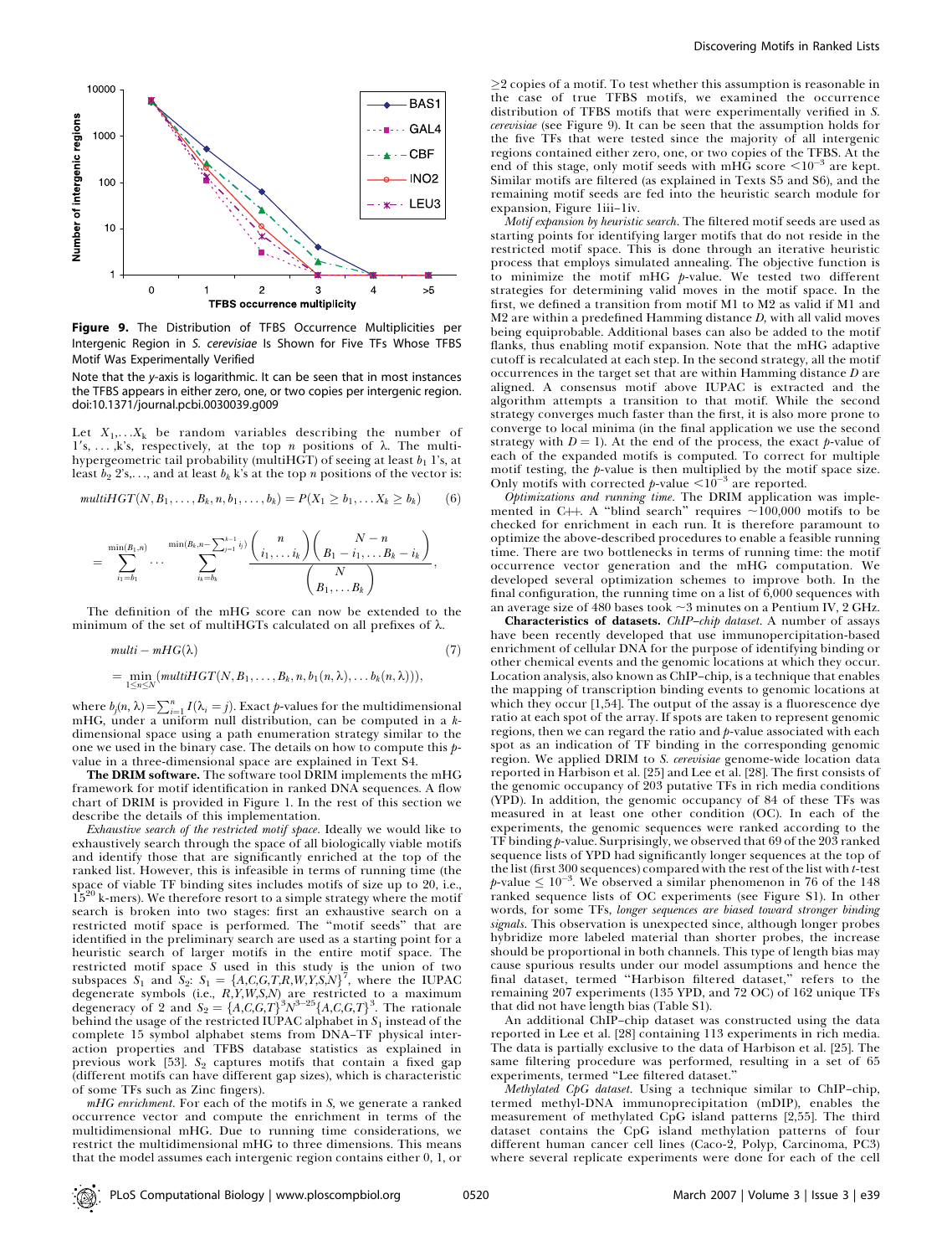**Figure 9.** The Distribution of TFBS Occurrence Multiplicities per Intergenic Region in *S. cerevisiae* Is Shown for Five TFs Whose TFBS Motif Was Experimentally Verified

Note that the *y*-axis is logarithmic. It can be seen that in most instances the TFBS appears in either zero, one, or two copies per intergenic region.

doi:10.1371/journal.pcbi.0030039.g009

Let $X_1, \ldots X_k$ be random variables describing the number of 1's, ..., k's, respectively, at the top $n$ positions of $\lambda$. The multi-hypergeometric tail probability (multiHGT) of seeing at least $b_1$ 1's, at least $b_2$ 2's,..., and at least $b_k$ k's at the top $n$ positions of the vector is:

$$multiHGT(N, B_1, \ldots, B_k, n, b_1, \ldots, b_k) = P(X_1 \geq b_1, \ldots X_k \geq b_k) \quad (6)$$

$$= \sum_{i_1=b_1}^{\min(B_1,n)} \cdots \sum_{i_k=b_k}^{\min(B_k, n-\sum_{j=1}^{k-1} i_j)} \frac{\binom{n}{i_1, \ldots i_k}\binom{N-n}{B_1-i_1, \ldots B_k-i_k}}{\binom{N}{B_1, \ldots B_k}},$$

The definition of the mHG score can now be extended to the minimum of the set of multiHGTs calculated on all prefixes of $\lambda$.

$$multi-mHG(\lambda) \quad (7)$$

$$= \min_{1 \leq n \leq N} (multiHGT(N, B_1, \ldots, B_k, n, b_1(n,\lambda), \ldots b_k(n,\lambda))),$$

where $b_j(n,\lambda) = \sum_{i=1}^{n} I(\lambda_i = j)$. Exact $p$-values for the multidimensional mHG, under a uniform null distribution, can be computed in a $k$-dimensional space using a path enumeration strategy similar to the one we used in the binary case. The details on how to compute this $p$-value in a three-dimensional space are explained in Text S4.

**The DRIM software.** The software tool DRIM implements the mHG framework for motif identification in ranked DNA sequences. A flow chart of DRIM is provided in Figure 1. In the rest of this section we describe the details of this implementation.

*Exhaustive search of the restricted motif space.* Ideally we would like to exhaustively search through the space of all biologically viable motifs and identify those that are significantly enriched at the top of the ranked list. However, this is infeasible in terms of running time (the space of viable TF binding sites includes motifs of size up to 20, i.e., $15^{20}$ k-mers). We therefore resort to a simple strategy where the motif search is broken into two stages: first an exhaustive search on a restricted motif space is performed. The "motif seeds" that are identified in the preliminary search are used as a starting point for a heuristic search of larger motifs in the entire motif space. The restricted motif space $S$ used in this study is the union of two subspaces $S_1$ and $S_2$: $S_1 = \{A,C,G,T,R,W,Y,S,N\}^7$, where the IUPAC degenerate symbols (i.e., $R,Y,W,S,N$) are restricted to a maximum degeneracy of 2 and $S_2 = \{A,C,G,T\}^3 N^{3-25} \{A,C,G,T\}^3$. The rationale behind the usage of the restricted IUPAC alphabet in $S_1$ instead of the complete 15 symbol alphabet stems from DNA–TF physical interaction properties and TFBS database statistics as explained in previous work [53]. $S_2$ captures motifs that contain a fixed gap (different motifs can have different gap sizes), which is characteristic of some TFs such as Zinc fingers).

*mHG enrichment.* For each of the motifs in $S$, we generate a ranked occurrence vector and compute the enrichment in terms of the multidimensional mHG. Due to running time considerations, we restrict the multidimensional mHG to three dimensions. This means that the model assumes each intergenic region contains either 0, 1, or ≥2 copies of a motif. To test whether this assumption is reasonable in the case of true TFBS motifs, we examined the occurrence distribution of TFBS motifs that were experimentally verified in *S. cerevisiae* (see Figure 9). It can be seen that the assumption holds for the five TFs that were tested since the majority of all intergenic regions contained either zero, one, or two copies of the TFBS. At the end of this stage, only motif seeds with mHG score $<10^{-3}$ are kept. Similar motifs are filtered (as explained in Texts S5 and S6), and the remaining motif seeds are fed into the heuristic search module for expansion, Figure 1iii–1iv.

*Motif expansion by heuristic search.* The filtered motif seeds are used as starting points for identifying larger motifs that do not reside in the restricted motif space. This is done through an iterative heuristic process that employs simulated annealing. The objective function is to minimize the motif mHG $p$-value. We tested two different strategies for determining valid moves in the motif space. In the first, we defined a transition from motif M1 to M2 as valid if M1 and M2 are within a predefined Hamming distance $D$, with all valid moves being equiprobable. Additional bases can also be added to the motif flanks, thus enabling motif expansion. Note that the mHG adaptive cutoff is recalculated at each step. In the second strategy, all the motif occurrences in the target set that are within Hamming distance $D$ are aligned. A consensus motif above IUPAC is extracted and the algorithm attempts a transition to that motif. While the second strategy converges much faster than the first, it is also more prone to converge to local minima (in the final application we use the second strategy with $D = 1$). At the end of the process, the exact $p$-value of each of the expanded motifs is computed. To correct for multiple motif testing, the $p$-value is then multiplied by the motif space size. Only motifs with corrected $p$-value $<10^{-3}$ are reported.

*Optimizations and running time.* The DRIM application was implemented in C++. A "blind search" requires ~100,000 motifs to be checked for enrichment in each run. It is therefore paramount to optimize the above-described procedures to enable a feasible running time. There are two bottlenecks in terms of running time: the motif occurrence vector generation and the mHG computation. We developed several optimization schemes to improve both. In the final configuration, the running time on a list of 6,000 sequences with an average size of 480 bases took ~3 minutes on a Pentium IV, 2 GHz.

**Characteristics of datasets.** *ChIP–chip dataset.* A number of assays have been recently developed that use immunopercipitation-based enrichment of cellular DNA for the purpose of identifying binding or other chemical events and the genomic locations at which they occur. Location analysis, also known as ChIP–chip, is a technique that enables the mapping of transcription binding events to genomic locations at which they occur [1,54]. The output of the assay is a fluorescence dye ratio at each spot of the array. If spots are taken to represent genomic regions, then we can regard the ratio and $p$-value associated with each spot as an indication of TF binding in the corresponding genomic region. We applied DRIM to *S. cerevisiae* genome-wide location data reported in Harbison et al. [25] and Lee et al. [28]. The first consists of the genomic occupancy of 203 putative TFs in rich media conditions (YPD). In addition, the genomic occupancy of 84 of these TFs was measured in at least one other condition (OC). In each of the experiments, the genomic sequences were ranked according to the TF binding $p$-value. Surprisingly, we observed that 69 of the 203 ranked sequence lists of YPD had significantly longer sequences at the top of the list (first 300 sequences) compared with the rest of the list with $t$-test $p$-value $\leq 10^{-3}$. We observed a similar phenomenon in 76 of the 148 ranked sequence lists of OC experiments (see Figure S1). In other words, for some TFs, *longer sequences are biased toward stronger binding signals*. This observation is unexpected since, although longer probes hybridize more labeled material than shorter probes, the increase should be proportional in both channels. This type of length bias may cause spurious results under our model assumptions and hence the final dataset, termed "Harbison filtered dataset," refers to the remaining 207 experiments (135 YPD, and 72 OC) of 162 unique TFs that did not have length bias (Table S1).

An additional ChIP–chip dataset was constructed using the data reported in Lee et al. [28] containing 113 experiments in rich media. The data is partially exclusive to the data of Harbison et al. [25]. The same filtering procedure was performed, resulting in a set of 65 experiments, termed "Lee filtered dataset."

*Methylated CpG dataset.* Using a technique similar to ChIP–chip, termed methyl-DNA immunoprecipitation (mDIP), enables the measurement of methylated CpG island patterns [2,55]. The third dataset contains the CpG island methylation patterns of four different human cancer cell lines (Caco-2, Polyp, Carcinoma, PC3) where several replicate experiments were done for each of the cell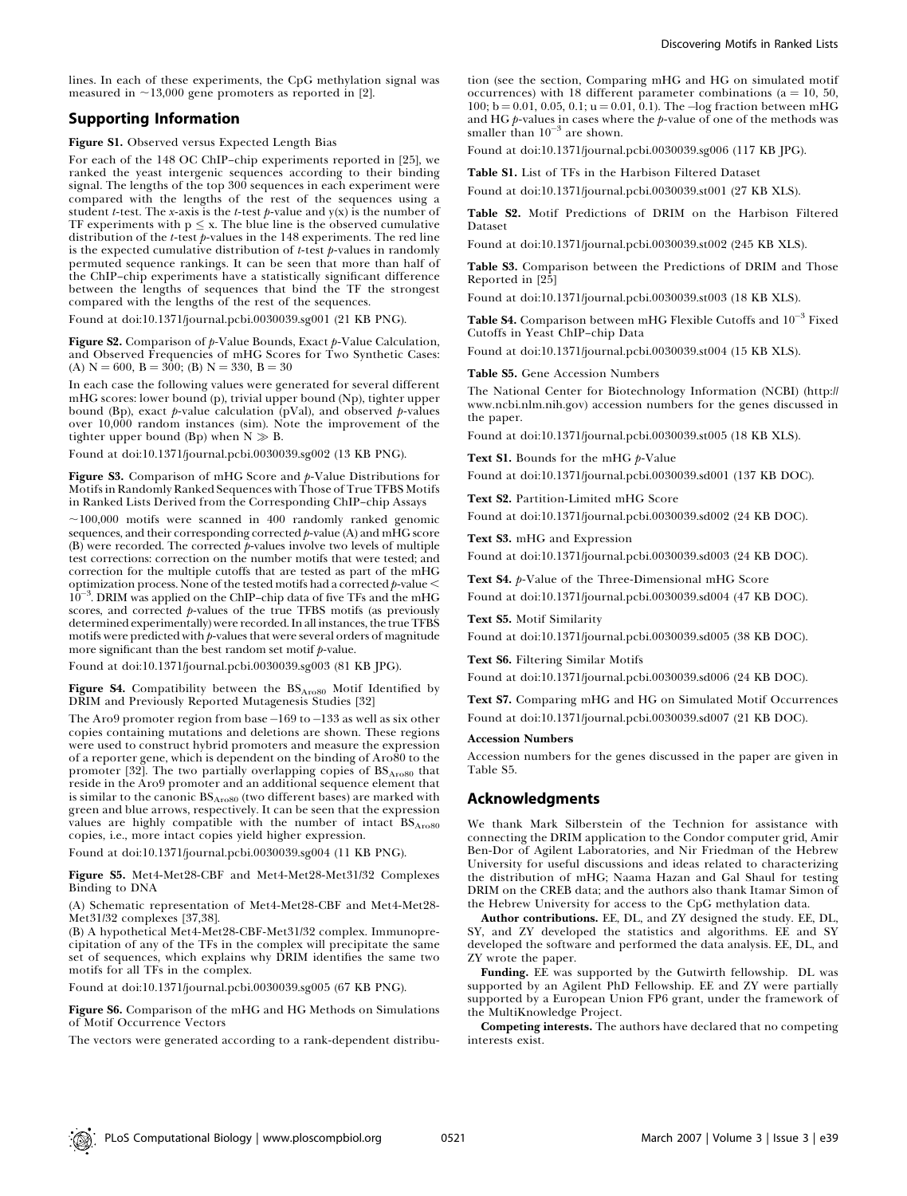lines. In each of these experiments, the CpG methylation signal was measured in ~13,000 gene promoters as reported in [2].

## Supporting Information

**Figure S1.** Observed versus Expected Length Bias

For each of the 148 OC ChIP–chip experiments reported in [25], we ranked the yeast intergenic sequences according to their binding signal. The lengths of the top 300 sequences in each experiment were compared with the lengths of the rest of the sequences using a student *t*-test. The *x*-axis is the *t*-test *p*-value and y(x) is the number of TF experiments with $p \leq x$. The blue line is the observed cumulative distribution of the *t*-test *p*-values in the 148 experiments. The red line is the expected cumulative distribution of *t*-test *p*-values in randomly permuted sequence rankings. It can be seen that more than half of the ChIP–chip experiments have a statistically significant difference between the lengths of sequences that bind the TF the strongest compared with the lengths of the rest of the sequences.

Found at doi:10.1371/journal.pcbi.0030039.sg001 (21 KB PNG).

**Figure S2.** Comparison of *p*-Value Bounds, Exact *p*-Value Calculation, and Observed Frequencies of mHG Scores for Two Synthetic Cases: (A) $N = 600$, $B = 300$; (B) $N = 330$, $B = 30$

In each case the following values were generated for several different mHG scores: lower bound (p), trivial upper bound (Np), tighter upper bound (Bp), exact *p*-value calculation (pVal), and observed *p*-values over 10,000 random instances (sim). Note the improvement of the tighter upper bound (Bp) when $N \gg B$.

Found at doi:10.1371/journal.pcbi.0030039.sg002 (13 KB PNG).

**Figure S3.** Comparison of mHG Score and *p*-Value Distributions for Motifs in Randomly Ranked Sequences with Those of True TFBS Motifs in Ranked Lists Derived from the Corresponding ChIP–chip Assays

~100,000 motifs were scanned in 400 randomly ranked genomic sequences, and their corresponding corrected *p*-value (A) and mHG score (B) were recorded. The corrected *p*-values involve two levels of multiple test corrections: correction on the number motifs that were tested; and correction for the multiple cutoffs that are tested as part of the mHG optimization process. None of the tested motifs had a corrected *p*-value < $10^{-3}$. DRIM was applied on the ChIP–chip data of five TFs and the mHG scores, and corrected *p*-values of the true TFBS motifs (as previously determined experimentally) were recorded. In all instances, the true TFBS motifs were predicted with *p*-values that were several orders of magnitude more significant than the best random set motif *p*-value.

Found at doi:10.1371/journal.pcbi.0030039.sg003 (81 KB JPG).

**Figure S4.** Compatibility between the $BS_{Aro80}$ Motif Identified by DRIM and Previously Reported Mutagenesis Studies [32]

The Aro9 promoter region from base −169 to −133 as well as six other copies containing mutations and deletions are shown. These regions were used to construct hybrid promoters and measure the expression of a reporter gene, which is dependent on the binding of Aro80 to the promoter [32]. The two partially overlapping copies of $BS_{Aro80}$ that reside in the Aro9 promoter and an additional sequence element that is similar to the canonic $BS_{Aro80}$ (two different bases) are marked with green and blue arrows, respectively. It can be seen that the expression values are highly compatible with the number of intact $BS_{Aro80}$ copies, i.e., more intact copies yield higher expression.

Found at doi:10.1371/journal.pcbi.0030039.sg004 (11 KB PNG).

**Figure S5.** Met4-Met28-CBF and Met4-Met28-Met31/32 Complexes Binding to DNA

(A) Schematic representation of Met4-Met28-CBF and Met4-Met28-Met31/32 complexes [37,38].

(B) A hypothetical Met4-Met28-CBF-Met31/32 complex. Immunoprecipitation of any of the TFs in the complex will precipitate the same set of sequences, which explains why DRIM identifies the same two motifs for all TFs in the complex.

Found at doi:10.1371/journal.pcbi.0030039.sg005 (67 KB PNG).

**Figure S6.** Comparison of the mHG and HG Methods on Simulations of Motif Occurrence Vectors

The vectors were generated according to a rank-dependent distribution (see the section, Comparing mHG and HG on simulated motif occurrences) with 18 different parameter combinations (a = 10, 50, 100; b = 0.01, 0.05, 0.1; u = 0.01, 0.1). The −log fraction between mHG and HG *p*-values in cases where the *p*-value of one of the methods was smaller than $10^{-3}$ are shown.

Found at doi:10.1371/journal.pcbi.0030039.sg006 (117 KB JPG).

**Table S1.** List of TFs in the Harbison Filtered Dataset

Found at doi:10.1371/journal.pcbi.0030039.st001 (27 KB XLS).

**Table S2.** Motif Predictions of DRIM on the Harbison Filtered Dataset

Found at doi:10.1371/journal.pcbi.0030039.st002 (245 KB XLS).

**Table S3.** Comparison between the Predictions of DRIM and Those Reported in [25]

Found at doi:10.1371/journal.pcbi.0030039.st003 (18 KB XLS).

**Table S4.** Comparison between mHG Flexible Cutoffs and $10^{-3}$ Fixed Cutoffs in Yeast ChIP–chip Data

Found at doi:10.1371/journal.pcbi.0030039.st004 (15 KB XLS).

**Table S5.** Gene Accession Numbers

The National Center for Biotechnology Information (NCBI) (http://www.ncbi.nlm.nih.gov) accession numbers for the genes discussed in the paper.

Found at doi:10.1371/journal.pcbi.0030039.st005 (18 KB XLS).

**Text S1.** Bounds for the mHG *p*-Value

Found at doi:10.1371/journal.pcbi.0030039.sd001 (137 KB DOC).

**Text S2.** Partition-Limited mHG Score

Found at doi:10.1371/journal.pcbi.0030039.sd002 (24 KB DOC).

**Text S3.** mHG and Expression

Found at doi:10.1371/journal.pcbi.0030039.sd003 (24 KB DOC).

**Text S4.** *p*-Value of the Three-Dimensional mHG Score

Found at doi:10.1371/journal.pcbi.0030039.sd004 (47 KB DOC).

**Text S5.** Motif Similarity

Found at doi:10.1371/journal.pcbi.0030039.sd005 (38 KB DOC).

**Text S6.** Filtering Similar Motifs

Found at doi:10.1371/journal.pcbi.0030039.sd006 (24 KB DOC).

**Text S7.** Comparing mHG and HG on Simulated Motif Occurrences

Found at doi:10.1371/journal.pcbi.0030039.sd007 (21 KB DOC).

### Accession Numbers

Accession numbers for the genes discussed in the paper are given in Table S5.

## Acknowledgments

We thank Mark Silberstein of the Technion for assistance with connecting the DRIM application to the Condor computer grid, Amir Ben-Dor of Agilent Laboratories, and Nir Friedman of the Hebrew University for useful discussions and ideas related to characterizing the distribution of mHG; Naama Hazan and Gal Shaul for testing DRIM on the CREB data; and the authors also thank Itamar Simon of the Hebrew University for access to the CpG methylation data.

**Author contributions.** EE, DL, and ZY designed the study. EE, DL, SY, and ZY developed the statistics and algorithms. EE and SY developed the software and performed the data analysis. EE, DL, and ZY wrote the paper.

**Funding.** EE was supported by the Gutwirth fellowship. DL was supported by an Agilent PhD Fellowship. EE and ZY were partially supported by a European Union FP6 grant, under the framework of the MultiKnowledge Project.

**Competing interests.** The authors have declared that no competing interests exist.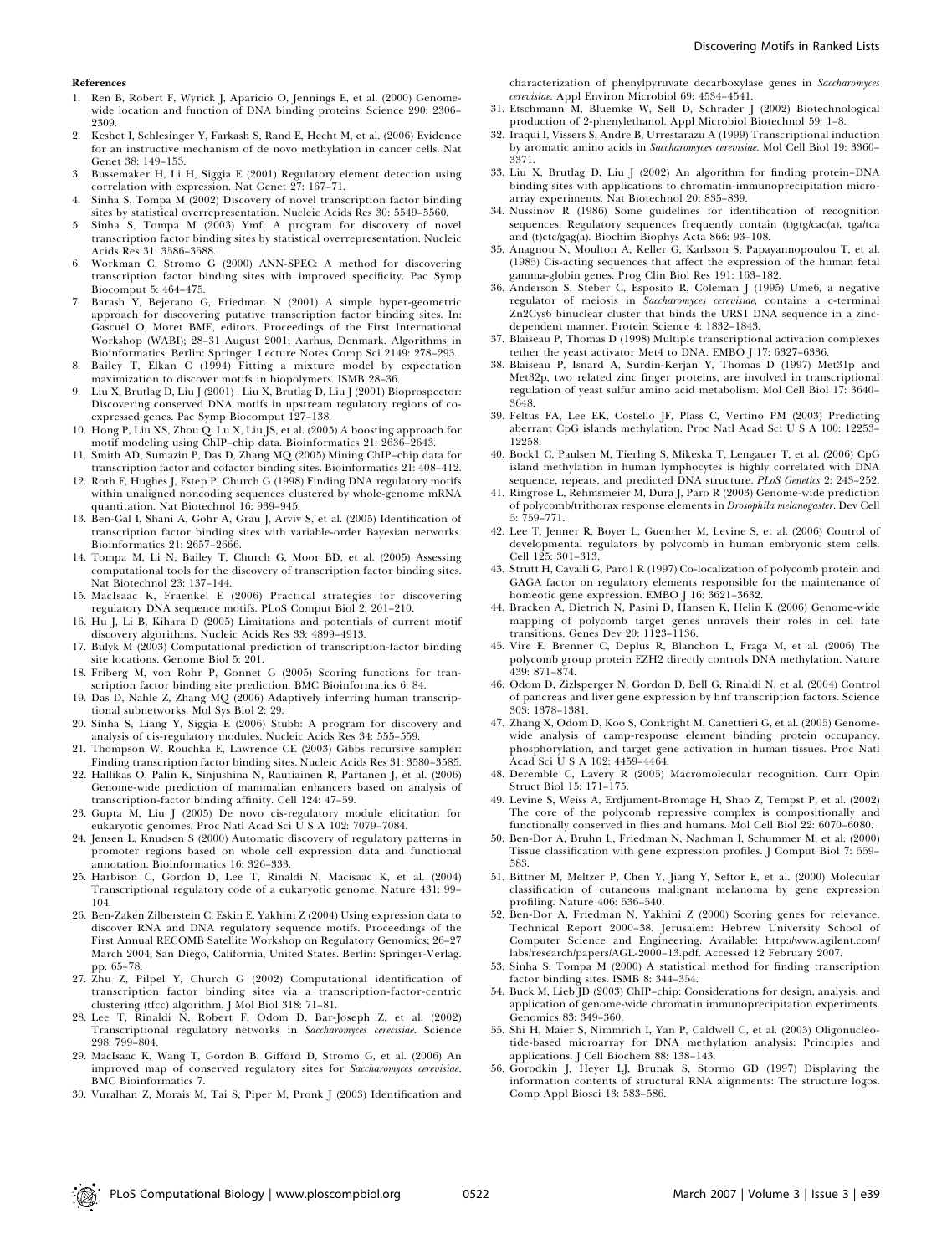## References

1. Ren B, Robert F, Wyrick J, Aparicio O, Jennings E, et al. (2000) Genome-wide location and function of DNA binding proteins. Science 290: 2306–2309.
2. Keshet I, Schlesinger Y, Farkash S, Rand E, Hecht M, et al. (2006) Evidence for an instructive mechanism of de novo methylation in cancer cells. Nat Genet 38: 149–153.
3. Bussemaker H, Li H, Siggia E (2001) Regulatory element detection using correlation with expression. Nat Genet 27: 167–71.
4. Sinha S, Tompa M (2002) Discovery of novel transcription factor binding sites by statistical overrepresentation. Nucleic Acids Res 30: 5549–5560.
5. Sinha S, Tompa M (2003) Ymf: A program for discovery of novel transcription factor binding sites by statistical overrepresentation. Nucleic Acids Res 31: 3586–3588.
6. Workman C, Stromo G (2000) ANN-SPEC: A method for discovering transcription factor binding sites with improved specificity. Pac Symp Biocomput 5: 464–475.
7. Barash Y, Bejerano G, Friedman N (2001) A simple hyper-geometric approach for discovering putative transcription factor binding sites. In: Gascuel O, Moret BME, editors. Proceedings of the First International Workshop (WABI); 28–31 August 2001; Aarhus, Denmark. Algorithms in Bioinformatics. Berlin: Springer. Lecture Notes Comp Sci 2149: 278–293.
8. Bailey T, Elkan C (1994) Fitting a mixture model by expectation maximization to discover motifs in biopolymers. ISMB 28–36.
9. Liu X, Brutlag D, Liu J (2001) . Liu X, Brutlag D, Liu J (2001) Bioprospector: Discovering conserved DNA motifs in upstream regulatory regions of co-expressed genes. Pac Symp Biocomput 127–138.
10. Hong P, Liu XS, Zhou Q, Lu X, Liu JS, et al. (2005) A boosting approach for motif modeling using ChIP–chip data. Bioinformatics 21: 2636–2643.
11. Smith AD, Sumazin P, Das D, Zhang MQ (2005) Mining ChIP–chip data for transcription factor and cofactor binding sites. Bioinformatics 21: 408–412.
12. Roth F, Hughes J, Estep P, Church G (1998) Finding DNA regulatory motifs within unaligned noncoding sequences clustered by whole-genome mRNA quantitation. Nat Biotechnol 16: 939–945.
13. Ben-Gal I, Shani A, Gohr A, Grau J, Arviv S, et al. (2005) Identification of transcription factor binding sites with variable-order Bayesian networks. Bioinformatics 21: 2657–2666.
14. Tompa M, Li N, Bailey T, Church G, Moor BD, et al. (2005) Assessing computational tools for the discovery of transcription factor binding sites. Nat Biotechnol 23: 137–144.
15. MacIsaac K, Fraenkel F (2006) Practical strategies for discovering regulatory DNA sequence motifs. PLoS Comput Biol 2: 201–210.
16. Hu J, Li B, Kihara D (2005) Limitations and potentials of current motif discovery algorithms. Nucleic Acids Res 33: 4899–4913.
17. Bulyk M (2003) Computational prediction of transcription-factor binding site locations. Genome Biol 5: 201.
18. Friberg M, von Rohr P, Gonnet G (2005) Scoring functions for transcription factor binding site prediction. BMC Bioinformatics 6: 84.
19. Das D, Nahle Z, Zhang MQ (2006) Adaptively inferring human transcriptional subnetworks. Mol Sys Biol 2: 29.
20. Sinha S, Liang Y, Siggia E (2006) Stubb: A program for discovery and analysis of cis-regulatory modules. Nucleic Acids Res 34: 555–559.
21. Thompson W, Rouchka E, Lawrence CE (2003) Gibbs recursive sampler: Finding transcription factor binding sites. Nucleic Acids Res 31: 3580–3585.
22. Hallikas O, Palin K, Sinjushina N, Rautiainen R, Partanen J, et al. (2006) Genome-wide prediction of mammalian enhancers based on analysis of transcription-factor binding affinity. Cell 124: 47–59.
23. Gupta M, Liu J (2005) De novo cis-regulatory module elicitation for eukaryotic genomes. Proc Natl Acad Sci U S A 102: 7079–7084.
24. Jensen L, Knudsen S (2000) Automatic discovery of regulatory patterns in promoter regions based on whole cell expression data and functional annotation. Bioinformatics 16: 326–333.
25. Harbison C, Gordon D, Lee T, Rinaldi N, Macisaac K, et al. (2004) Transcriptional regulatory code of a eukaryotic genome. Nature 431: 99–104.
26. Ben-Zaken Zilberstein C, Eskin E, Yakhini Z (2004) Using expression data to discover RNA and DNA regulatory sequence motifs. Proceedings of the First Annual RECOMB Satellite Workshop on Regulatory Genomics; 26–27 March 2004; San Diego, California, United States. Berlin: Springer-Verlag. pp. 65–78.
27. Zhu Z, Pilpel Y, Church G (2002) Computational identification of transcription factor binding sites via a transcription-factor-centric clustering (tfcc) algorithm. J Mol Biol 318: 71–81.
28. Lee T, Rinaldi N, Robert F, Odom D, Bar-Joseph Z, et al. (2002) Transcriptional regulatory networks in *Saccharomyces cerecisiae*. Science 298: 799–804.
29. MacIsaac K, Wang T, Gordon B, Gifford D, Stromo G, et al. (2006) An improved map of conserved regulatory sites for *Saccharomyces cerevisiae*. BMC Bioinformatics 7.
30. Vuralhan Z, Morais M, Tai S, Piper M, Pronk J (2003) Identification and characterization of phenylpyruvate decarboxylase genes in *Saccharomyces cerevisiae*. Appl Environ Microbiol 69: 4534–4541.
31. Etschmann M, Bluemke W, Sell D, Schrader J (2002) Biotechnological production of 2-phenylethanol. Appl Microbiol Biotechnol 59: 1–8.
32. Iraqui I, Vissers S, Andre B, Urrestarazu A (1999) Transcriptional induction by aromatic amino acids in *Saccharomyces cerevisiae*. Mol Cell Biol 19: 3360–3371.
33. Liu X, Brutlag D, Liu J (2002) An algorithm for finding protein–DNA binding sites with applications to chromatin-immunoprecipitation microarray experiments. Nat Biotechnol 20: 835–839.
34. Nussinov R (1986) Some guidelines for identification of recognition sequences: Regulatory sequences frequently contain (t)gtg/cac(a), tga/tca and (t)ctc/gag(a). Biochim Biophys Acta 866: 93–108.
35. Anagnou N, Moulton A, Keller G, Karlsson S, Papayannopoulou T, et al. (1985) Cis-acting sequences that affect the expression of the human fetal gamma-globin genes. Prog Clin Biol Res 191: 163–182.
36. Anderson S, Steber C, Esposito R, Coleman J (1995) Ume6, a negative regulator of meiosis in *Saccharomyces cerevisiae*, contains a c-terminal Zn2Cys6 binuclear cluster that binds the URS1 DNA sequence in a zinc-dependent manner. Protein Science 4: 1832–1843.
37. Blaiseau P, Thomas D (1998) Multiple transcriptional activation complexes tether the yeast activator Met4 to DNA. EMBO J 17: 6327–6336.
38. Blaiseau P, Isnard A, Surdin-Kerjan Y, Thomas D (1997) Met31p and Met32p, two related zinc finger proteins, are involved in transcriptional regulation of yeast sulfur amino acid metabolism. Mol Cell Biol 17: 3640–3648.
39. Feltus FA, Lee EK, Costello JF, Plass C, Vertino PM (2003) Predicting aberrant CpG islands methylation. Proc Natl Acad Sci U S A 100: 12253–12258.
40. Bock1 C, Paulsen M, Tierling S, Mikeska T, Lengauer T, et al. (2006) CpG island methylation in human lymphocytes is highly correlated with DNA sequence, repeats, and predicted DNA structure. *PLoS Genetics* 2: 243–252.
41. Ringrose L, Rehmsmeier M, Dura J, Paro R (2003) Genome-wide prediction of polycomb/trithorax response elements in *Drosophila melanogaster*. Dev Cell 5: 759–771.
42. Lee T, Jenner R, Boyer L, Guenther M, Levine S, et al. (2006) Control of developmental regulators by polycomb in human embryonic stem cells. Cell 125: 301–313.
43. Strutt H, Cavalli G, Paro1 R (1997) Co-localization of polycomb protein and GAGA factor on regulatory elements responsible for the maintenance of homeotic gene expression. EMBO J 16: 3621–3632.
44. Bracken A, Dietrich N, Pasini D, Hansen K, Helin K (2006) Genome-wide mapping of polycomb target genes unravels their roles in cell fate transitions. Genes Dev 20: 1123–1136.
45. Vire E, Brenner C, Deplus R, Blanchon L, Fraga M, et al. (2006) The polycomb group protein EZH2 directly controls DNA methylation. Nature 439: 871–874.
46. Odom D, Zizlsperger N, Gordon D, Bell G, Rinaldi N, et al. (2004) Control of pancreas and liver gene expression by hnf transcription factors. Science 303: 1378–1381.
47. Zhang X, Odom D, Koo S, Conkright M, Canettieri G, et al. (2005) Genome-wide analysis of camp-response element binding protein occupancy, phosphorylation, and target gene activation in human tissues. Proc Natl Acad Sci U S A 102: 4459–4464.
48. Deremble C, Lavery R (2005) Macromolecular recognition. Curr Opin Struct Biol 15: 171–175.
49. Levine S, Weiss A, Erdjument-Bromage H, Shao Z, Tempst P, et al. (2002) The core of the polycomb repressive complex is compositionally and functionally conserved in flies and humans. Mol Cell Biol 22: 6070–6080.
50. Ben-Dor A, Bruhn L, Friedman N, Nachman I, Schummer M, et al. (2000) Tissue classification with gene expression profiles. J Comput Biol 7: 559–583.
51. Bittner M, Meltzer P, Chen Y, Jiang Y, Seftor E, et al. (2000) Molecular classification of cutaneous malignant melanoma by gene expression profiling. Nature 406: 536–540.
52. Ben-Dor A, Friedman N, Yakhini Z (2000) Scoring genes for relevance. Technical Report 2000–38. Jerusalem: Hebrew University School of Computer Science and Engineering. Available: http://www.agilent.com/labs/research/papers/AGL-2000–13.pdf. Accessed 12 February 2007.
53. Sinha S, Tompa M (2000) A statistical method for finding transcription factor binding sites. ISMB 8: 344–354.
54. Buck M, Lieb JD (2003) ChIP–chip: Considerations for design, analysis, and application of genome-wide chromatin immunoprecipitation experiments. Genomics 83: 349–360.
55. Shi H, Maier S, Nimmrich I, Yan P, Caldwell C, et al. (2003) Oligonucleotide-based microarray for DNA methylation analysis: Principles and applications. J Cell Biochem 88: 138–143.
56. Gorodkin J, Heyer LJ, Brunak S, Stormo GD (1997) Displaying the information contents of structural RNA alignments: The structure logos. Comp Appl Biosci 13: 583–586.